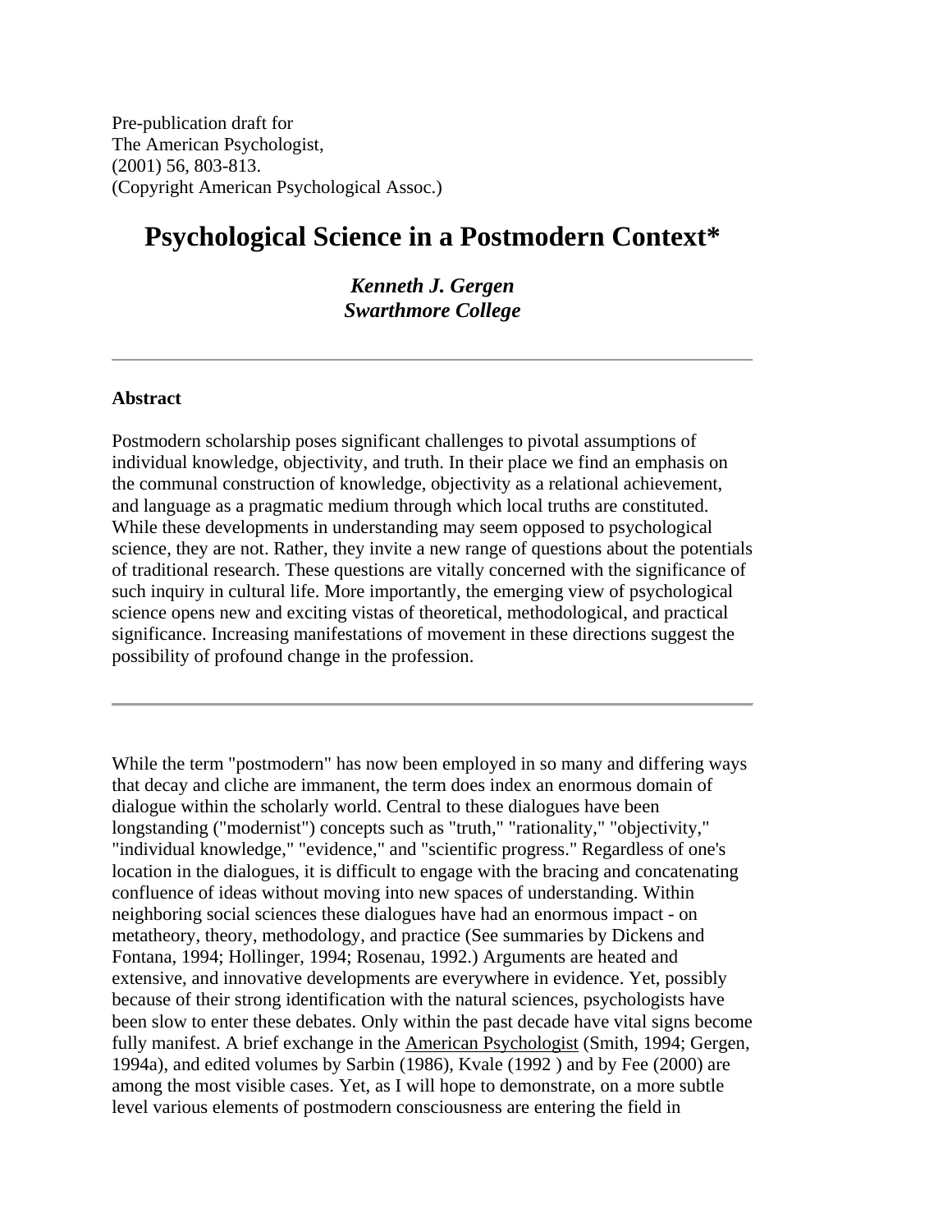Pre-publication draft for
The American Psychologist,
(2001) 56, 803-813.
(Copyright American Psychological Assoc.)

# Psychological Science in a Postmodern Context*

***Kenneth J. Gergen***
***Swarthmore College***

---

**Abstract**

Postmodern scholarship poses significant challenges to pivotal assumptions of individual knowledge, objectivity, and truth. In their place we find an emphasis on the communal construction of knowledge, objectivity as a relational achievement, and language as a pragmatic medium through which local truths are constituted. While these developments in understanding may seem opposed to psychological science, they are not. Rather, they invite a new range of questions about the potentials of traditional research. These questions are vitally concerned with the significance of such inquiry in cultural life. More importantly, the emerging view of psychological science opens new and exciting vistas of theoretical, methodological, and practical significance. Increasing manifestations of movement in these directions suggest the possibility of profound change in the profession.

---

While the term "postmodern" has now been employed in so many and differing ways that decay and cliche are immanent, the term does index an enormous domain of dialogue within the scholarly world. Central to these dialogues have been longstanding ("modernist") concepts such as "truth," "rationality," "objectivity," "individual knowledge," "evidence," and "scientific progress." Regardless of one's location in the dialogues, it is difficult to engage with the bracing and concatenating confluence of ideas without moving into new spaces of understanding. Within neighboring social sciences these dialogues have had an enormous impact - on metatheory, theory, methodology, and practice (See summaries by Dickens and Fontana, 1994; Hollinger, 1994; Rosenau, 1992.) Arguments are heated and extensive, and innovative developments are everywhere in evidence. Yet, possibly because of their strong identification with the natural sciences, psychologists have been slow to enter these debates. Only within the past decade have vital signs become fully manifest. A brief exchange in the American Psychologist (Smith, 1994; Gergen, 1994a), and edited volumes by Sarbin (1986), Kvale (1992 ) and by Fee (2000) are among the most visible cases. Yet, as I will hope to demonstrate, on a more subtle level various elements of postmodern consciousness are entering the field in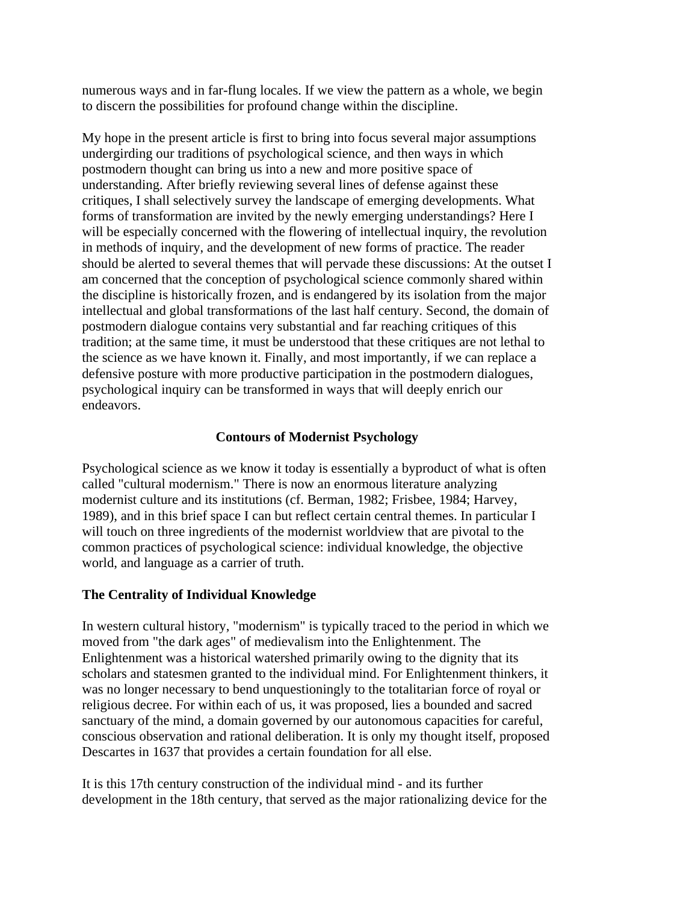numerous ways and in far-flung locales. If we view the pattern as a whole, we begin to discern the possibilities for profound change within the discipline.

My hope in the present article is first to bring into focus several major assumptions undergirding our traditions of psychological science, and then ways in which postmodern thought can bring us into a new and more positive space of understanding. After briefly reviewing several lines of defense against these critiques, I shall selectively survey the landscape of emerging developments. What forms of transformation are invited by the newly emerging understandings? Here I will be especially concerned with the flowering of intellectual inquiry, the revolution in methods of inquiry, and the development of new forms of practice. The reader should be alerted to several themes that will pervade these discussions: At the outset I am concerned that the conception of psychological science commonly shared within the discipline is historically frozen, and is endangered by its isolation from the major intellectual and global transformations of the last half century. Second, the domain of postmodern dialogue contains very substantial and far reaching critiques of this tradition; at the same time, it must be understood that these critiques are not lethal to the science as we have known it. Finally, and most importantly, if we can replace a defensive posture with more productive participation in the postmodern dialogues, psychological inquiry can be transformed in ways that will deeply enrich our endeavors.

## Contours of Modernist Psychology

Psychological science as we know it today is essentially a byproduct of what is often called "cultural modernism." There is now an enormous literature analyzing modernist culture and its institutions (cf. Berman, 1982; Frisbee, 1984; Harvey, 1989), and in this brief space I can but reflect certain central themes. In particular I will touch on three ingredients of the modernist worldview that are pivotal to the common practices of psychological science: individual knowledge, the objective world, and language as a carrier of truth.

### The Centrality of Individual Knowledge

In western cultural history, "modernism" is typically traced to the period in which we moved from "the dark ages" of medievalism into the Enlightenment. The Enlightenment was a historical watershed primarily owing to the dignity that its scholars and statesmen granted to the individual mind. For Enlightenment thinkers, it was no longer necessary to bend unquestioningly to the totalitarian force of royal or religious decree. For within each of us, it was proposed, lies a bounded and sacred sanctuary of the mind, a domain governed by our autonomous capacities for careful, conscious observation and rational deliberation. It is only my thought itself, proposed Descartes in 1637 that provides a certain foundation for all else.

It is this 17th century construction of the individual mind - and its further development in the 18th century, that served as the major rationalizing device for the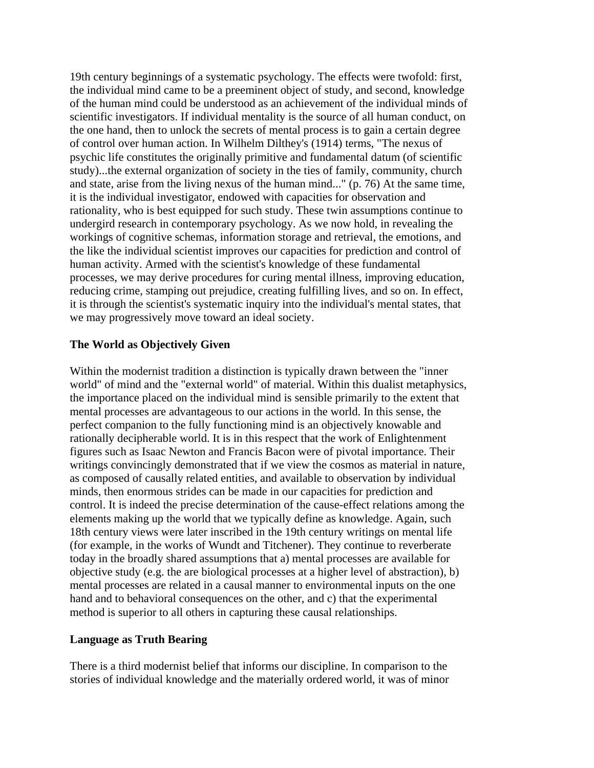19th century beginnings of a systematic psychology. The effects were twofold: first, the individual mind came to be a preeminent object of study, and second, knowledge of the human mind could be understood as an achievement of the individual minds of scientific investigators. If individual mentality is the source of all human conduct, on the one hand, then to unlock the secrets of mental process is to gain a certain degree of control over human action. In Wilhelm Dilthey's (1914) terms, "The nexus of psychic life constitutes the originally primitive and fundamental datum (of scientific study)...the external organization of society in the ties of family, community, church and state, arise from the living nexus of the human mind..." (p. 76) At the same time, it is the individual investigator, endowed with capacities for observation and rationality, who is best equipped for such study. These twin assumptions continue to undergird research in contemporary psychology. As we now hold, in revealing the workings of cognitive schemas, information storage and retrieval, the emotions, and the like the individual scientist improves our capacities for prediction and control of human activity. Armed with the scientist's knowledge of these fundamental processes, we may derive procedures for curing mental illness, improving education, reducing crime, stamping out prejudice, creating fulfilling lives, and so on. In effect, it is through the scientist's systematic inquiry into the individual's mental states, that we may progressively move toward an ideal society.

**The World as Objectively Given**

Within the modernist tradition a distinction is typically drawn between the "inner world" of mind and the "external world" of material. Within this dualist metaphysics, the importance placed on the individual mind is sensible primarily to the extent that mental processes are advantageous to our actions in the world. In this sense, the perfect companion to the fully functioning mind is an objectively knowable and rationally decipherable world. It is in this respect that the work of Enlightenment figures such as Isaac Newton and Francis Bacon were of pivotal importance. Their writings convincingly demonstrated that if we view the cosmos as material in nature, as composed of causally related entities, and available to observation by individual minds, then enormous strides can be made in our capacities for prediction and control. It is indeed the precise determination of the cause-effect relations among the elements making up the world that we typically define as knowledge. Again, such 18th century views were later inscribed in the 19th century writings on mental life (for example, in the works of Wundt and Titchener). They continue to reverberate today in the broadly shared assumptions that a) mental processes are available for objective study (e.g. the are biological processes at a higher level of abstraction), b) mental processes are related in a causal manner to environmental inputs on the one hand and to behavioral consequences on the other, and c) that the experimental method is superior to all others in capturing these causal relationships.

**Language as Truth Bearing**

There is a third modernist belief that informs our discipline. In comparison to the stories of individual knowledge and the materially ordered world, it was of minor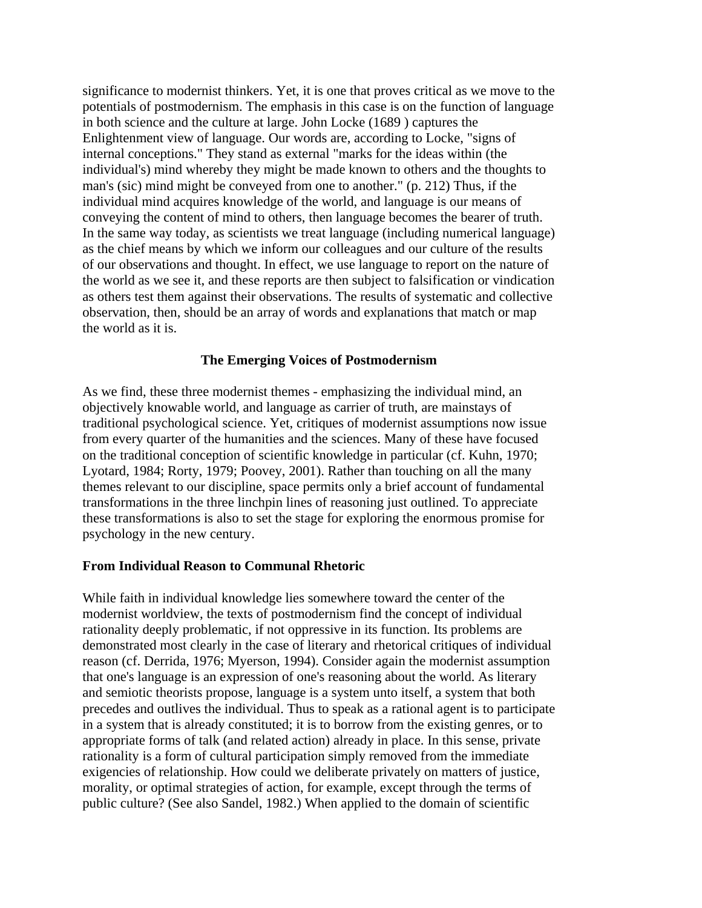significance to modernist thinkers. Yet, it is one that proves critical as we move to the potentials of postmodernism. The emphasis in this case is on the function of language in both science and the culture at large. John Locke (1689 ) captures the Enlightenment view of language. Our words are, according to Locke, "signs of internal conceptions." They stand as external "marks for the ideas within (the individual's) mind whereby they might be made known to others and the thoughts to man's (sic) mind might be conveyed from one to another." (p. 212) Thus, if the individual mind acquires knowledge of the world, and language is our means of conveying the content of mind to others, then language becomes the bearer of truth. In the same way today, as scientists we treat language (including numerical language) as the chief means by which we inform our colleagues and our culture of the results of our observations and thought. In effect, we use language to report on the nature of the world as we see it, and these reports are then subject to falsification or vindication as others test them against their observations. The results of systematic and collective observation, then, should be an array of words and explanations that match or map the world as it is.

## The Emerging Voices of Postmodernism

As we find, these three modernist themes - emphasizing the individual mind, an objectively knowable world, and language as carrier of truth, are mainstays of traditional psychological science. Yet, critiques of modernist assumptions now issue from every quarter of the humanities and the sciences. Many of these have focused on the traditional conception of scientific knowledge in particular (cf. Kuhn, 1970; Lyotard, 1984; Rorty, 1979; Poovey, 2001). Rather than touching on all the many themes relevant to our discipline, space permits only a brief account of fundamental transformations in the three linchpin lines of reasoning just outlined. To appreciate these transformations is also to set the stage for exploring the enormous promise for psychology in the new century.

### From Individual Reason to Communal Rhetoric

While faith in individual knowledge lies somewhere toward the center of the modernist worldview, the texts of postmodernism find the concept of individual rationality deeply problematic, if not oppressive in its function. Its problems are demonstrated most clearly in the case of literary and rhetorical critiques of individual reason (cf. Derrida, 1976; Myerson, 1994). Consider again the modernist assumption that one's language is an expression of one's reasoning about the world. As literary and semiotic theorists propose, language is a system unto itself, a system that both precedes and outlives the individual. Thus to speak as a rational agent is to participate in a system that is already constituted; it is to borrow from the existing genres, or to appropriate forms of talk (and related action) already in place. In this sense, private rationality is a form of cultural participation simply removed from the immediate exigencies of relationship. How could we deliberate privately on matters of justice, morality, or optimal strategies of action, for example, except through the terms of public culture? (See also Sandel, 1982.) When applied to the domain of scientific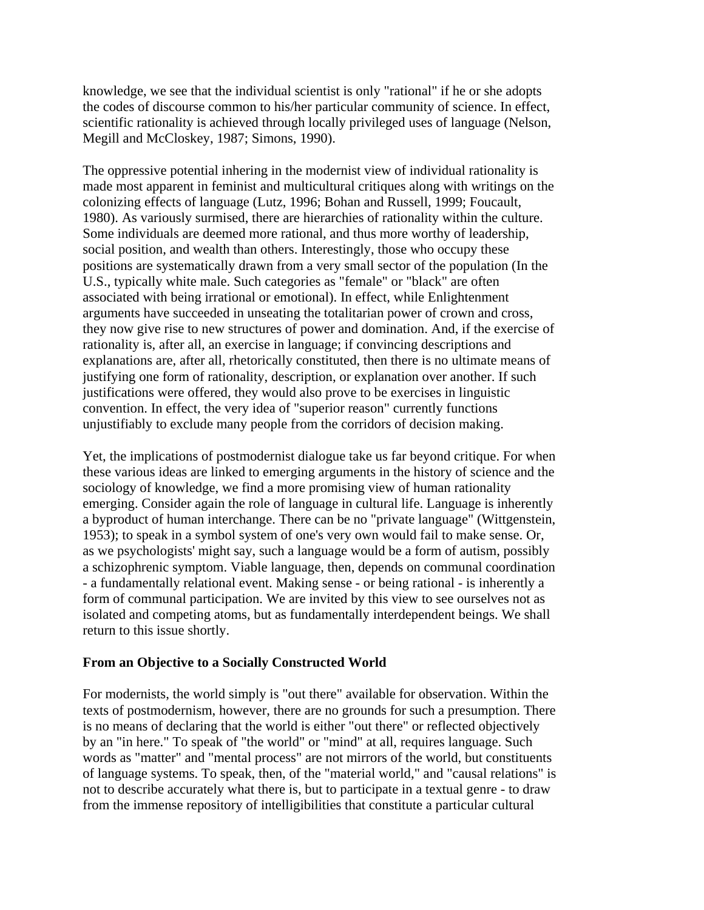knowledge, we see that the individual scientist is only "rational" if he or she adopts the codes of discourse common to his/her particular community of science. In effect, scientific rationality is achieved through locally privileged uses of language (Nelson, Megill and McCloskey, 1987; Simons, 1990).

The oppressive potential inhering in the modernist view of individual rationality is made most apparent in feminist and multicultural critiques along with writings on the colonizing effects of language (Lutz, 1996; Bohan and Russell, 1999; Foucault, 1980). As variously surmised, there are hierarchies of rationality within the culture. Some individuals are deemed more rational, and thus more worthy of leadership, social position, and wealth than others. Interestingly, those who occupy these positions are systematically drawn from a very small sector of the population (In the U.S., typically white male. Such categories as "female" or "black" are often associated with being irrational or emotional). In effect, while Enlightenment arguments have succeeded in unseating the totalitarian power of crown and cross, they now give rise to new structures of power and domination. And, if the exercise of rationality is, after all, an exercise in language; if convincing descriptions and explanations are, after all, rhetorically constituted, then there is no ultimate means of justifying one form of rationality, description, or explanation over another. If such justifications were offered, they would also prove to be exercises in linguistic convention. In effect, the very idea of "superior reason" currently functions unjustifiably to exclude many people from the corridors of decision making.

Yet, the implications of postmodernist dialogue take us far beyond critique. For when these various ideas are linked to emerging arguments in the history of science and the sociology of knowledge, we find a more promising view of human rationality emerging. Consider again the role of language in cultural life. Language is inherently a byproduct of human interchange. There can be no "private language" (Wittgenstein, 1953); to speak in a symbol system of one's very own would fail to make sense. Or, as we psychologists' might say, such a language would be a form of autism, possibly a schizophrenic symptom. Viable language, then, depends on communal coordination - a fundamentally relational event. Making sense - or being rational - is inherently a form of communal participation. We are invited by this view to see ourselves not as isolated and competing atoms, but as fundamentally interdependent beings. We shall return to this issue shortly.

**From an Objective to a Socially Constructed World**

For modernists, the world simply is "out there" available for observation. Within the texts of postmodernism, however, there are no grounds for such a presumption. There is no means of declaring that the world is either "out there" or reflected objectively by an "in here." To speak of "the world" or "mind" at all, requires language. Such words as "matter" and "mental process" are not mirrors of the world, but constituents of language systems. To speak, then, of the "material world," and "causal relations" is not to describe accurately what there is, but to participate in a textual genre - to draw from the immense repository of intelligibilities that constitute a particular cultural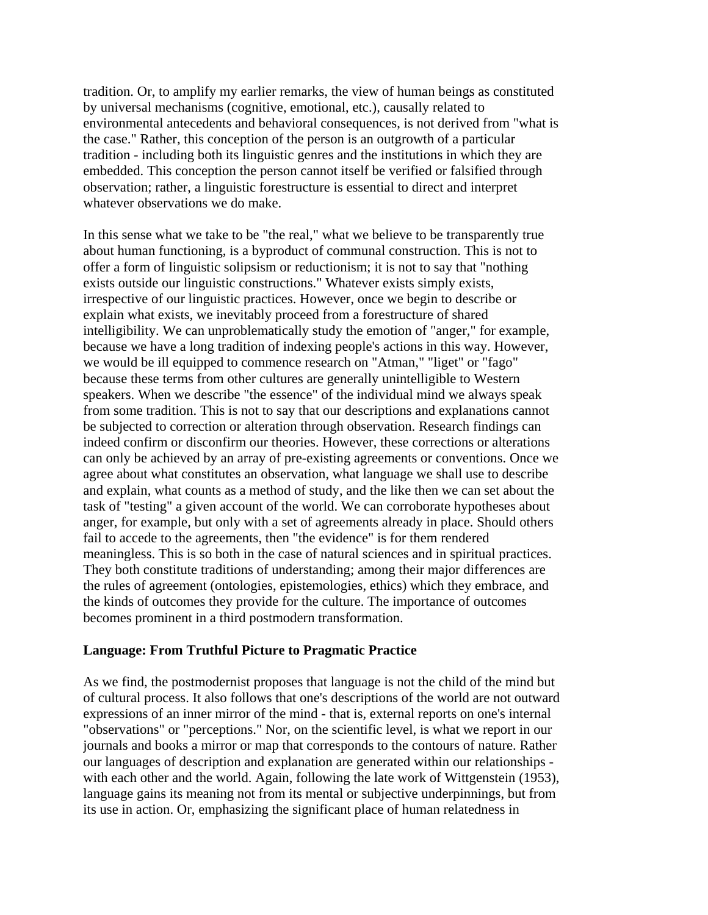tradition. Or, to amplify my earlier remarks, the view of human beings as constituted by universal mechanisms (cognitive, emotional, etc.), causally related to environmental antecedents and behavioral consequences, is not derived from "what is the case." Rather, this conception of the person is an outgrowth of a particular tradition - including both its linguistic genres and the institutions in which they are embedded. This conception the person cannot itself be verified or falsified through observation; rather, a linguistic forestructure is essential to direct and interpret whatever observations we do make.

In this sense what we take to be "the real," what we believe to be transparently true about human functioning, is a byproduct of communal construction. This is not to offer a form of linguistic solipsism or reductionism; it is not to say that "nothing exists outside our linguistic constructions." Whatever exists simply exists, irrespective of our linguistic practices. However, once we begin to describe or explain what exists, we inevitably proceed from a forestructure of shared intelligibility. We can unproblematically study the emotion of "anger," for example, because we have a long tradition of indexing people's actions in this way. However, we would be ill equipped to commence research on "Atman," "liget" or "fago" because these terms from other cultures are generally unintelligible to Western speakers. When we describe "the essence" of the individual mind we always speak from some tradition. This is not to say that our descriptions and explanations cannot be subjected to correction or alteration through observation. Research findings can indeed confirm or disconfirm our theories. However, these corrections or alterations can only be achieved by an array of pre-existing agreements or conventions. Once we agree about what constitutes an observation, what language we shall use to describe and explain, what counts as a method of study, and the like then we can set about the task of "testing" a given account of the world. We can corroborate hypotheses about anger, for example, but only with a set of agreements already in place. Should others fail to accede to the agreements, then "the evidence" is for them rendered meaningless. This is so both in the case of natural sciences and in spiritual practices. They both constitute traditions of understanding; among their major differences are the rules of agreement (ontologies, epistemologies, ethics) which they embrace, and the kinds of outcomes they provide for the culture. The importance of outcomes becomes prominent in a third postmodern transformation.

### Language: From Truthful Picture to Pragmatic Practice

As we find, the postmodernist proposes that language is not the child of the mind but of cultural process. It also follows that one's descriptions of the world are not outward expressions of an inner mirror of the mind - that is, external reports on one's internal "observations" or "perceptions." Nor, on the scientific level, is what we report in our journals and books a mirror or map that corresponds to the contours of nature. Rather our languages of description and explanation are generated within our relationships - with each other and the world. Again, following the late work of Wittgenstein (1953), language gains its meaning not from its mental or subjective underpinnings, but from its use in action. Or, emphasizing the significant place of human relatedness in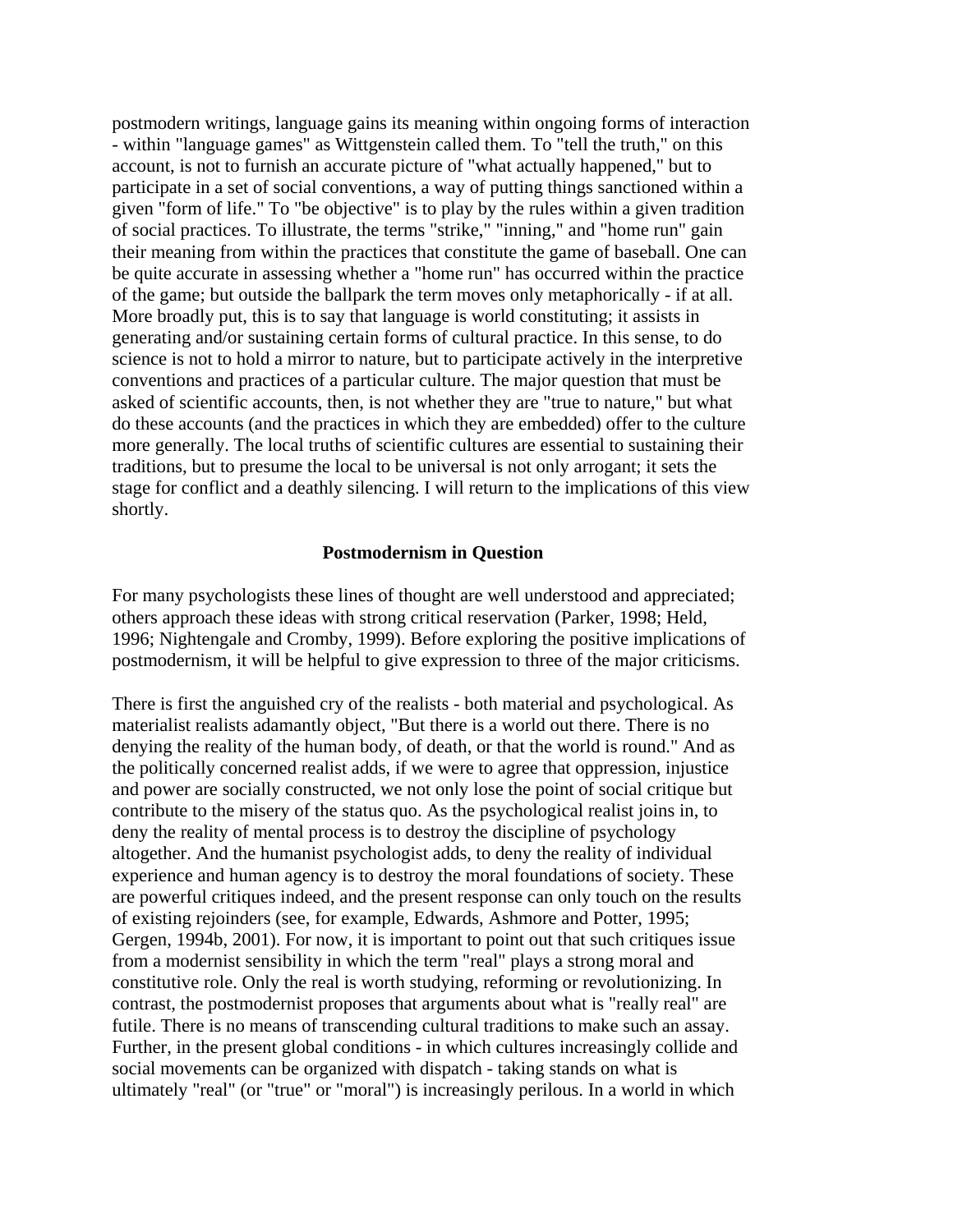postmodern writings, language gains its meaning within ongoing forms of interaction - within "language games" as Wittgenstein called them. To "tell the truth," on this account, is not to furnish an accurate picture of "what actually happened," but to participate in a set of social conventions, a way of putting things sanctioned within a given "form of life." To "be objective" is to play by the rules within a given tradition of social practices. To illustrate, the terms "strike," "inning," and "home run" gain their meaning from within the practices that constitute the game of baseball. One can be quite accurate in assessing whether a "home run" has occurred within the practice of the game; but outside the ballpark the term moves only metaphorically - if at all. More broadly put, this is to say that language is world constituting; it assists in generating and/or sustaining certain forms of cultural practice. In this sense, to do science is not to hold a mirror to nature, but to participate actively in the interpretive conventions and practices of a particular culture. The major question that must be asked of scientific accounts, then, is not whether they are "true to nature," but what do these accounts (and the practices in which they are embedded) offer to the culture more generally. The local truths of scientific cultures are essential to sustaining their traditions, but to presume the local to be universal is not only arrogant; it sets the stage for conflict and a deathly silencing. I will return to the implications of this view shortly.

### Postmodernism in Question

For many psychologists these lines of thought are well understood and appreciated; others approach these ideas with strong critical reservation (Parker, 1998; Held, 1996; Nightengale and Cromby, 1999). Before exploring the positive implications of postmodernism, it will be helpful to give expression to three of the major criticisms.

There is first the anguished cry of the realists - both material and psychological. As materialist realists adamantly object, "But there is a world out there. There is no denying the reality of the human body, of death, or that the world is round." And as the politically concerned realist adds, if we were to agree that oppression, injustice and power are socially constructed, we not only lose the point of social critique but contribute to the misery of the status quo. As the psychological realist joins in, to deny the reality of mental process is to destroy the discipline of psychology altogether. And the humanist psychologist adds, to deny the reality of individual experience and human agency is to destroy the moral foundations of society. These are powerful critiques indeed, and the present response can only touch on the results of existing rejoinders (see, for example, Edwards, Ashmore and Potter, 1995; Gergen, 1994b, 2001). For now, it is important to point out that such critiques issue from a modernist sensibility in which the term "real" plays a strong moral and constitutive role. Only the real is worth studying, reforming or revolutionizing. In contrast, the postmodernist proposes that arguments about what is "really real" are futile. There is no means of transcending cultural traditions to make such an assay. Further, in the present global conditions - in which cultures increasingly collide and social movements can be organized with dispatch - taking stands on what is ultimately "real" (or "true" or "moral") is increasingly perilous. In a world in which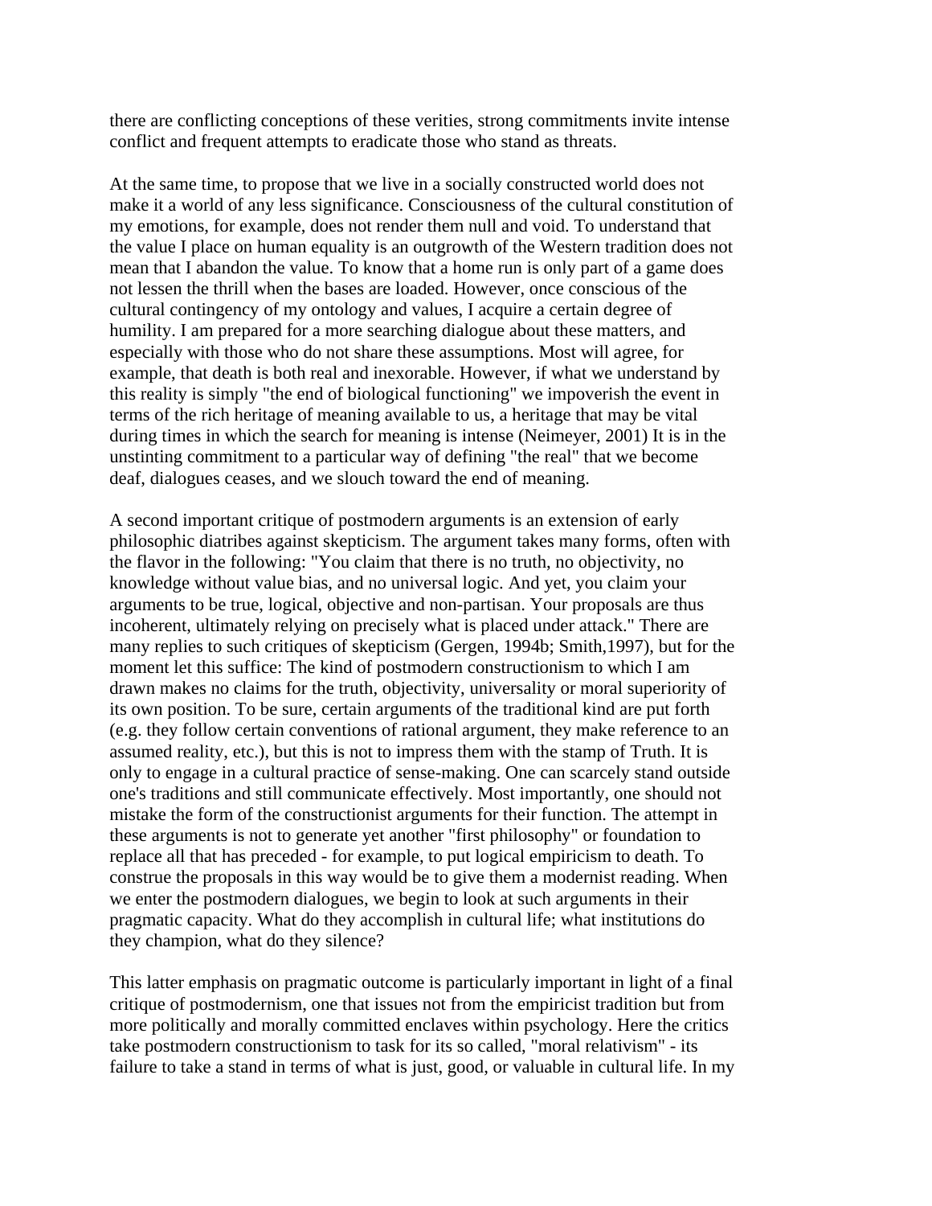there are conflicting conceptions of these verities, strong commitments invite intense conflict and frequent attempts to eradicate those who stand as threats.

At the same time, to propose that we live in a socially constructed world does not make it a world of any less significance. Consciousness of the cultural constitution of my emotions, for example, does not render them null and void. To understand that the value I place on human equality is an outgrowth of the Western tradition does not mean that I abandon the value. To know that a home run is only part of a game does not lessen the thrill when the bases are loaded. However, once conscious of the cultural contingency of my ontology and values, I acquire a certain degree of humility. I am prepared for a more searching dialogue about these matters, and especially with those who do not share these assumptions. Most will agree, for example, that death is both real and inexorable. However, if what we understand by this reality is simply "the end of biological functioning" we impoverish the event in terms of the rich heritage of meaning available to us, a heritage that may be vital during times in which the search for meaning is intense (Neimeyer, 2001) It is in the unstinting commitment to a particular way of defining "the real" that we become deaf, dialogues ceases, and we slouch toward the end of meaning.

A second important critique of postmodern arguments is an extension of early philosophic diatribes against skepticism. The argument takes many forms, often with the flavor in the following: "You claim that there is no truth, no objectivity, no knowledge without value bias, and no universal logic. And yet, you claim your arguments to be true, logical, objective and non-partisan. Your proposals are thus incoherent, ultimately relying on precisely what is placed under attack." There are many replies to such critiques of skepticism (Gergen, 1994b; Smith,1997), but for the moment let this suffice: The kind of postmodern constructionism to which I am drawn makes no claims for the truth, objectivity, universality or moral superiority of its own position. To be sure, certain arguments of the traditional kind are put forth (e.g. they follow certain conventions of rational argument, they make reference to an assumed reality, etc.), but this is not to impress them with the stamp of Truth. It is only to engage in a cultural practice of sense-making. One can scarcely stand outside one's traditions and still communicate effectively. Most importantly, one should not mistake the form of the constructionist arguments for their function. The attempt in these arguments is not to generate yet another "first philosophy" or foundation to replace all that has preceded - for example, to put logical empiricism to death. To construe the proposals in this way would be to give them a modernist reading. When we enter the postmodern dialogues, we begin to look at such arguments in their pragmatic capacity. What do they accomplish in cultural life; what institutions do they champion, what do they silence?

This latter emphasis on pragmatic outcome is particularly important in light of a final critique of postmodernism, one that issues not from the empiricist tradition but from more politically and morally committed enclaves within psychology. Here the critics take postmodern constructionism to task for its so called, "moral relativism" - its failure to take a stand in terms of what is just, good, or valuable in cultural life. In my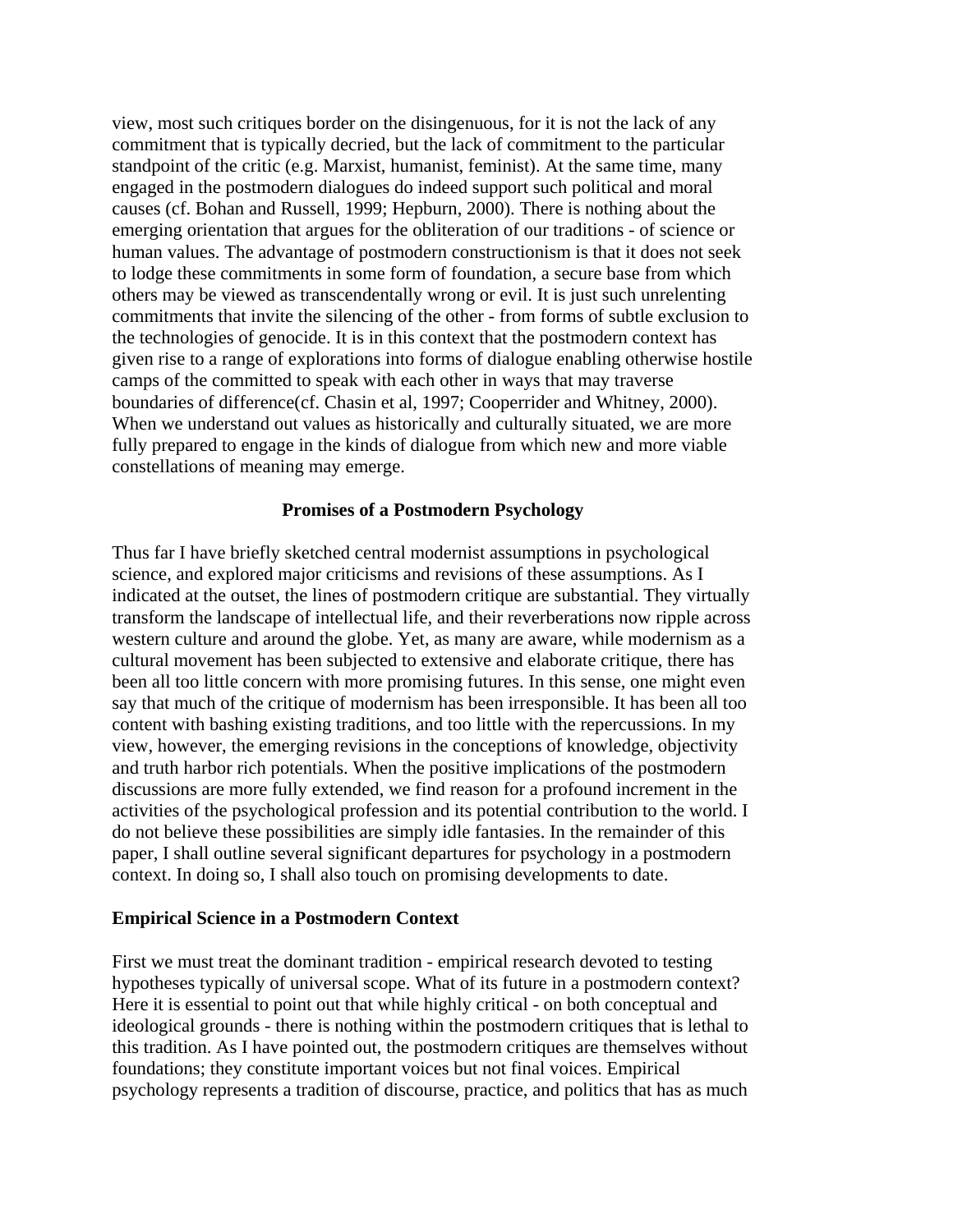view, most such critiques border on the disingenuous, for it is not the lack of any commitment that is typically decried, but the lack of commitment to the particular standpoint of the critic (e.g. Marxist, humanist, feminist). At the same time, many engaged in the postmodern dialogues do indeed support such political and moral causes (cf. Bohan and Russell, 1999; Hepburn, 2000). There is nothing about the emerging orientation that argues for the obliteration of our traditions - of science or human values. The advantage of postmodern constructionism is that it does not seek to lodge these commitments in some form of foundation, a secure base from which others may be viewed as transcendentally wrong or evil. It is just such unrelenting commitments that invite the silencing of the other - from forms of subtle exclusion to the technologies of genocide. It is in this context that the postmodern context has given rise to a range of explorations into forms of dialogue enabling otherwise hostile camps of the committed to speak with each other in ways that may traverse boundaries of difference(cf. Chasin et al, 1997; Cooperrider and Whitney, 2000). When we understand out values as historically and culturally situated, we are more fully prepared to engage in the kinds of dialogue from which new and more viable constellations of meaning may emerge.

## Promises of a Postmodern Psychology

Thus far I have briefly sketched central modernist assumptions in psychological science, and explored major criticisms and revisions of these assumptions. As I indicated at the outset, the lines of postmodern critique are substantial. They virtually transform the landscape of intellectual life, and their reverberations now ripple across western culture and around the globe. Yet, as many are aware, while modernism as a cultural movement has been subjected to extensive and elaborate critique, there has been all too little concern with more promising futures. In this sense, one might even say that much of the critique of modernism has been irresponsible. It has been all too content with bashing existing traditions, and too little with the repercussions. In my view, however, the emerging revisions in the conceptions of knowledge, objectivity and truth harbor rich potentials. When the positive implications of the postmodern discussions are more fully extended, we find reason for a profound increment in the activities of the psychological profession and its potential contribution to the world. I do not believe these possibilities are simply idle fantasies. In the remainder of this paper, I shall outline several significant departures for psychology in a postmodern context. In doing so, I shall also touch on promising developments to date.

### Empirical Science in a Postmodern Context

First we must treat the dominant tradition - empirical research devoted to testing hypotheses typically of universal scope. What of its future in a postmodern context? Here it is essential to point out that while highly critical - on both conceptual and ideological grounds - there is nothing within the postmodern critiques that is lethal to this tradition. As I have pointed out, the postmodern critiques are themselves without foundations; they constitute important voices but not final voices. Empirical psychology represents a tradition of discourse, practice, and politics that has as much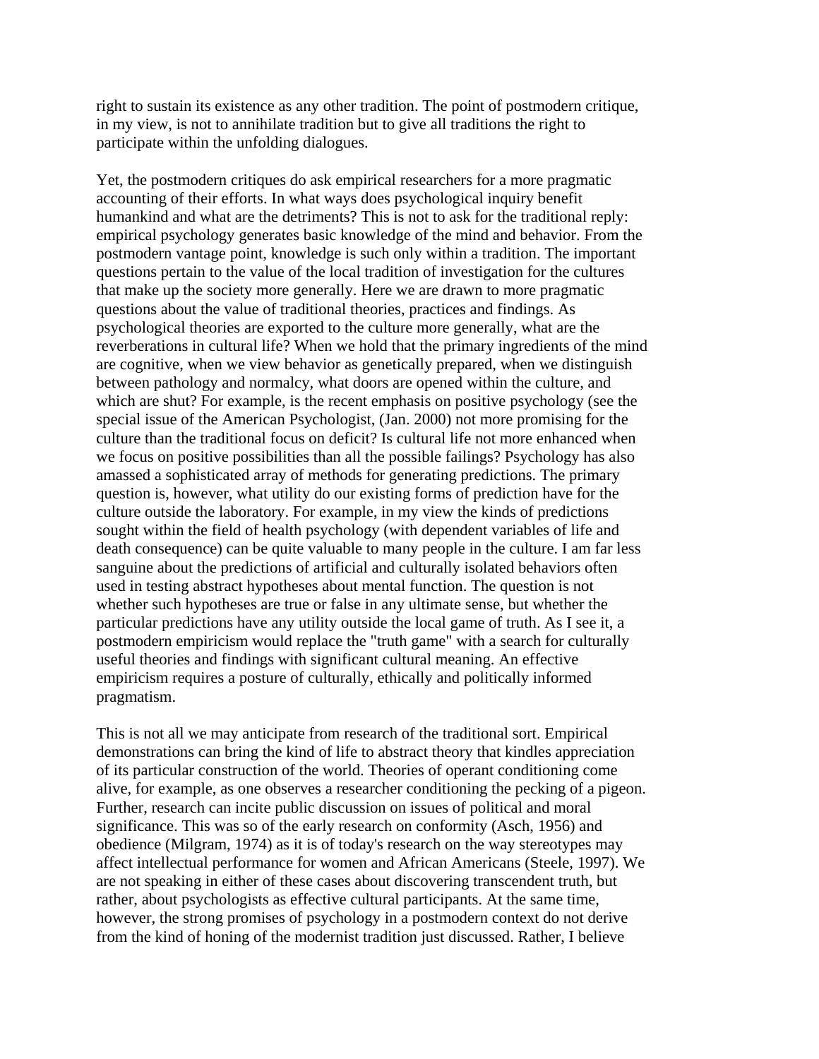right to sustain its existence as any other tradition. The point of postmodern critique, in my view, is not to annihilate tradition but to give all traditions the right to participate within the unfolding dialogues.

Yet, the postmodern critiques do ask empirical researchers for a more pragmatic accounting of their efforts. In what ways does psychological inquiry benefit humankind and what are the detriments? This is not to ask for the traditional reply: empirical psychology generates basic knowledge of the mind and behavior. From the postmodern vantage point, knowledge is such only within a tradition. The important questions pertain to the value of the local tradition of investigation for the cultures that make up the society more generally. Here we are drawn to more pragmatic questions about the value of traditional theories, practices and findings. As psychological theories are exported to the culture more generally, what are the reverberations in cultural life? When we hold that the primary ingredients of the mind are cognitive, when we view behavior as genetically prepared, when we distinguish between pathology and normalcy, what doors are opened within the culture, and which are shut? For example, is the recent emphasis on positive psychology (see the special issue of the American Psychologist, (Jan. 2000) not more promising for the culture than the traditional focus on deficit? Is cultural life not more enhanced when we focus on positive possibilities than all the possible failings? Psychology has also amassed a sophisticated array of methods for generating predictions. The primary question is, however, what utility do our existing forms of prediction have for the culture outside the laboratory. For example, in my view the kinds of predictions sought within the field of health psychology (with dependent variables of life and death consequence) can be quite valuable to many people in the culture. I am far less sanguine about the predictions of artificial and culturally isolated behaviors often used in testing abstract hypotheses about mental function. The question is not whether such hypotheses are true or false in any ultimate sense, but whether the particular predictions have any utility outside the local game of truth. As I see it, a postmodern empiricism would replace the "truth game" with a search for culturally useful theories and findings with significant cultural meaning. An effective empiricism requires a posture of culturally, ethically and politically informed pragmatism.

This is not all we may anticipate from research of the traditional sort. Empirical demonstrations can bring the kind of life to abstract theory that kindles appreciation of its particular construction of the world. Theories of operant conditioning come alive, for example, as one observes a researcher conditioning the pecking of a pigeon. Further, research can incite public discussion on issues of political and moral significance. This was so of the early research on conformity (Asch, 1956) and obedience (Milgram, 1974) as it is of today's research on the way stereotypes may affect intellectual performance for women and African Americans (Steele, 1997). We are not speaking in either of these cases about discovering transcendent truth, but rather, about psychologists as effective cultural participants. At the same time, however, the strong promises of psychology in a postmodern context do not derive from the kind of honing of the modernist tradition just discussed. Rather, I believe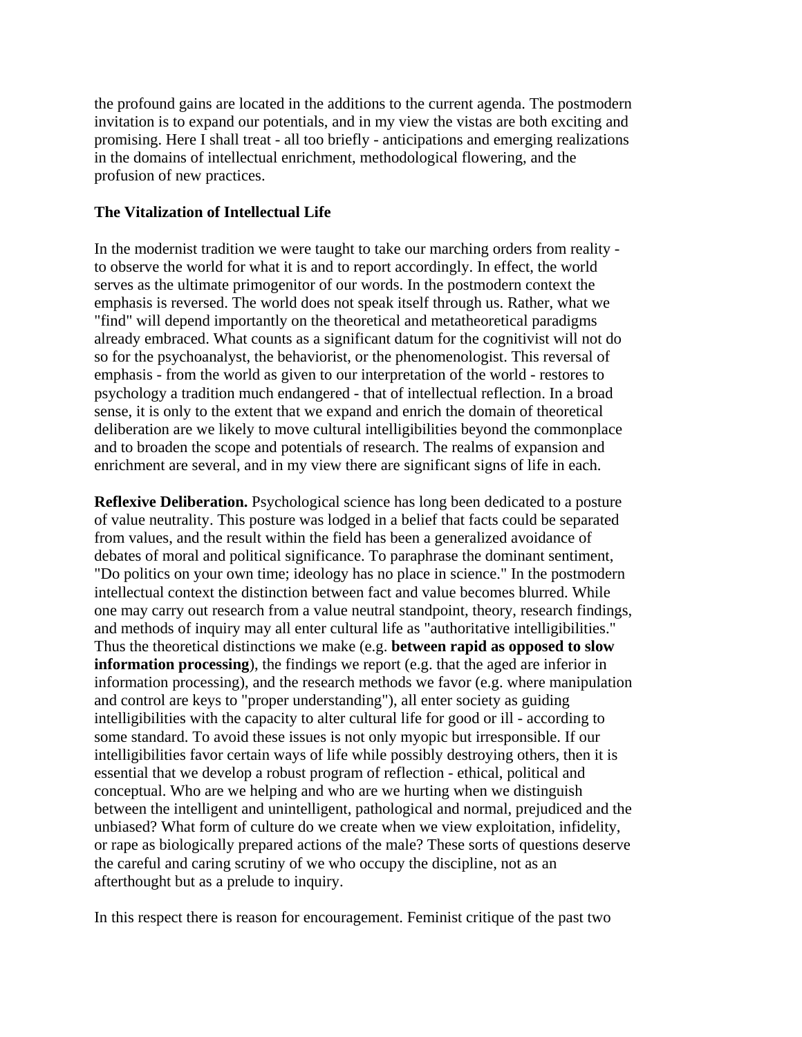the profound gains are located in the additions to the current agenda. The postmodern invitation is to expand our potentials, and in my view the vistas are both exciting and promising. Here I shall treat - all too briefly - anticipations and emerging realizations in the domains of intellectual enrichment, methodological flowering, and the profusion of new practices.

**The Vitalization of Intellectual Life**

In the modernist tradition we were taught to take our marching orders from reality - to observe the world for what it is and to report accordingly. In effect, the world serves as the ultimate primogenitor of our words. In the postmodern context the emphasis is reversed. The world does not speak itself through us. Rather, what we "find" will depend importantly on the theoretical and metatheoretical paradigms already embraced. What counts as a significant datum for the cognitivist will not do so for the psychoanalyst, the behaviorist, or the phenomenologist. This reversal of emphasis - from the world as given to our interpretation of the world - restores to psychology a tradition much endangered - that of intellectual reflection. In a broad sense, it is only to the extent that we expand and enrich the domain of theoretical deliberation are we likely to move cultural intelligibilities beyond the commonplace and to broaden the scope and potentials of research. The realms of expansion and enrichment are several, and in my view there are significant signs of life in each.

**Reflexive Deliberation.** Psychological science has long been dedicated to a posture of value neutrality. This posture was lodged in a belief that facts could be separated from values, and the result within the field has been a generalized avoidance of debates of moral and political significance. To paraphrase the dominant sentiment, "Do politics on your own time; ideology has no place in science." In the postmodern intellectual context the distinction between fact and value becomes blurred. While one may carry out research from a value neutral standpoint, theory, research findings, and methods of inquiry may all enter cultural life as "authoritative intelligibilities." Thus the theoretical distinctions we make (e.g. **between rapid as opposed to slow information processing**), the findings we report (e.g. that the aged are inferior in information processing), and the research methods we favor (e.g. where manipulation and control are keys to "proper understanding"), all enter society as guiding intelligibilities with the capacity to alter cultural life for good or ill - according to some standard. To avoid these issues is not only myopic but irresponsible. If our intelligibilities favor certain ways of life while possibly destroying others, then it is essential that we develop a robust program of reflection - ethical, political and conceptual. Who are we helping and who are we hurting when we distinguish between the intelligent and unintelligent, pathological and normal, prejudiced and the unbiased? What form of culture do we create when we view exploitation, infidelity, or rape as biologically prepared actions of the male? These sorts of questions deserve the careful and caring scrutiny of we who occupy the discipline, not as an afterthought but as a prelude to inquiry.

In this respect there is reason for encouragement. Feminist critique of the past two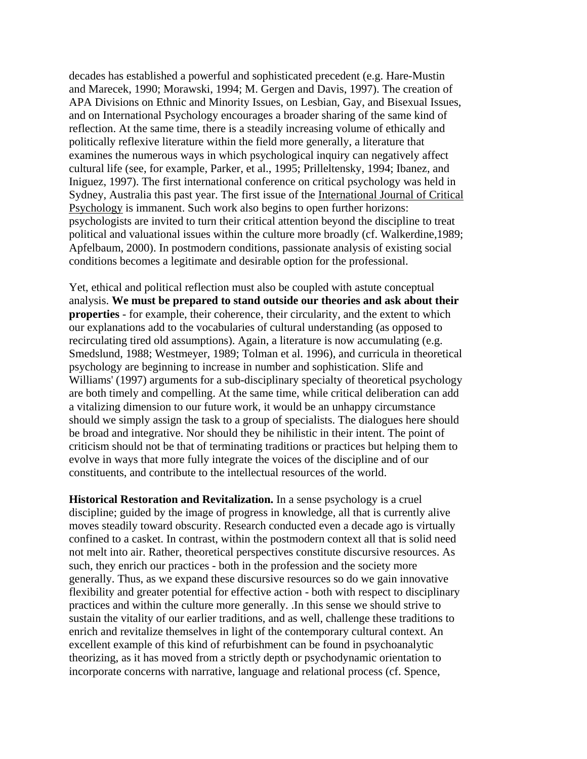decades has established a powerful and sophisticated precedent (e.g. Hare-Mustin and Marecek, 1990; Morawski, 1994; M. Gergen and Davis, 1997). The creation of APA Divisions on Ethnic and Minority Issues, on Lesbian, Gay, and Bisexual Issues, and on International Psychology encourages a broader sharing of the same kind of reflection. At the same time, there is a steadily increasing volume of ethically and politically reflexive literature within the field more generally, a literature that examines the numerous ways in which psychological inquiry can negatively affect cultural life (see, for example, Parker, et al., 1995; Prilleltensky, 1994; Ibanez, and Iniguez, 1997). The first international conference on critical psychology was held in Sydney, Australia this past year. The first issue of the International Journal of Critical Psychology is immanent. Such work also begins to open further horizons: psychologists are invited to turn their critical attention beyond the discipline to treat political and valuational issues within the culture more broadly (cf. Walkerdine,1989; Apfelbaum, 2000). In postmodern conditions, passionate analysis of existing social conditions becomes a legitimate and desirable option for the professional.

Yet, ethical and political reflection must also be coupled with astute conceptual analysis. **We must be prepared to stand outside our theories and ask about their properties** - for example, their coherence, their circularity, and the extent to which our explanations add to the vocabularies of cultural understanding (as opposed to recirculating tired old assumptions). Again, a literature is now accumulating (e.g. Smedslund, 1988; Westmeyer, 1989; Tolman et al. 1996), and curricula in theoretical psychology are beginning to increase in number and sophistication. Slife and Williams' (1997) arguments for a sub-disciplinary specialty of theoretical psychology are both timely and compelling. At the same time, while critical deliberation can add a vitalizing dimension to our future work, it would be an unhappy circumstance should we simply assign the task to a group of specialists. The dialogues here should be broad and integrative. Nor should they be nihilistic in their intent. The point of criticism should not be that of terminating traditions or practices but helping them to evolve in ways that more fully integrate the voices of the discipline and of our constituents, and contribute to the intellectual resources of the world.

**Historical Restoration and Revitalization.** In a sense psychology is a cruel discipline; guided by the image of progress in knowledge, all that is currently alive moves steadily toward obscurity. Research conducted even a decade ago is virtually confined to a casket. In contrast, within the postmodern context all that is solid need not melt into air. Rather, theoretical perspectives constitute discursive resources. As such, they enrich our practices - both in the profession and the society more generally. Thus, as we expand these discursive resources so do we gain innovative flexibility and greater potential for effective action - both with respect to disciplinary practices and within the culture more generally. .In this sense we should strive to sustain the vitality of our earlier traditions, and as well, challenge these traditions to enrich and revitalize themselves in light of the contemporary cultural context. An excellent example of this kind of refurbishment can be found in psychoanalytic theorizing, as it has moved from a strictly depth or psychodynamic orientation to incorporate concerns with narrative, language and relational process (cf. Spence,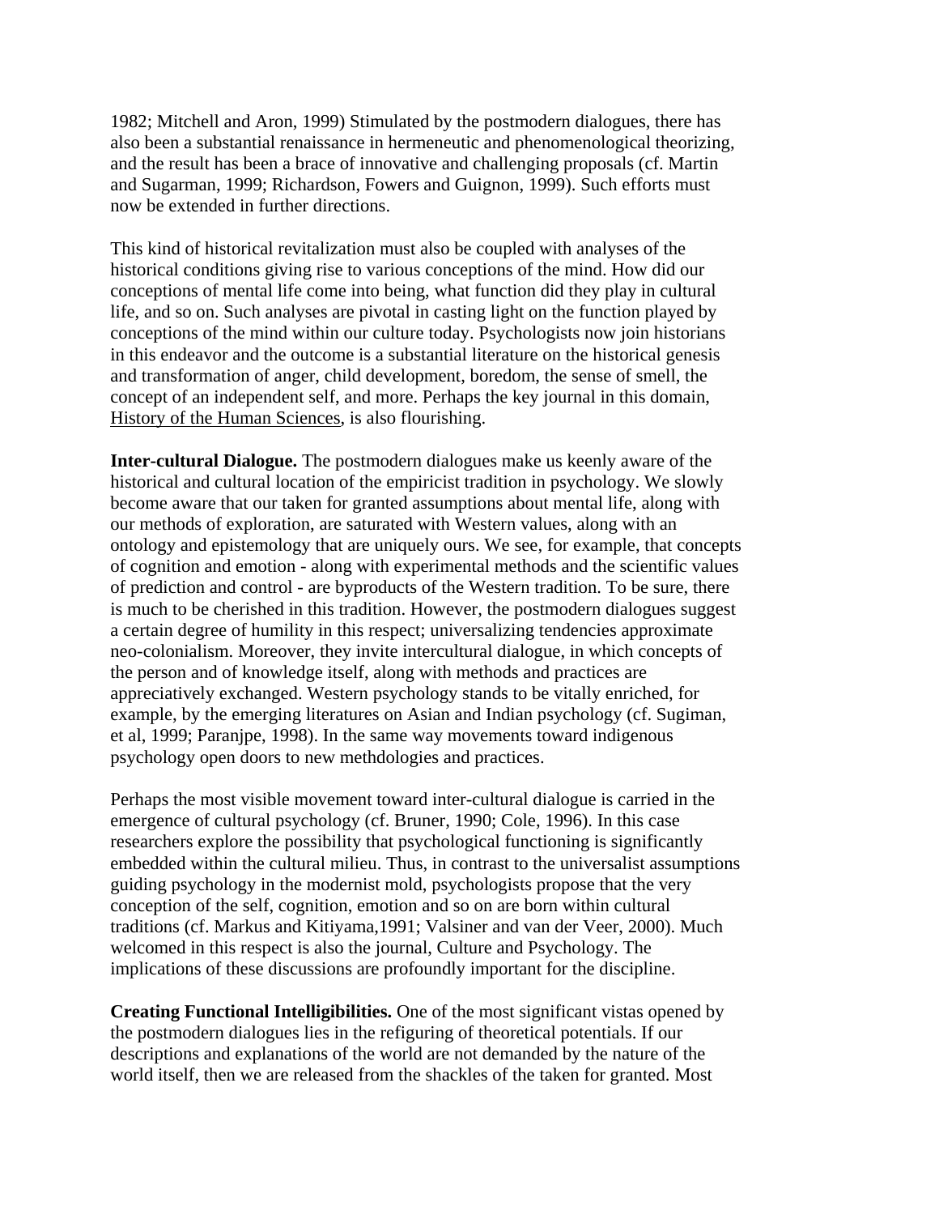1982; Mitchell and Aron, 1999) Stimulated by the postmodern dialogues, there has also been a substantial renaissance in hermeneutic and phenomenological theorizing, and the result has been a brace of innovative and challenging proposals (cf. Martin and Sugarman, 1999; Richardson, Fowers and Guignon, 1999). Such efforts must now be extended in further directions.

This kind of historical revitalization must also be coupled with analyses of the historical conditions giving rise to various conceptions of the mind. How did our conceptions of mental life come into being, what function did they play in cultural life, and so on. Such analyses are pivotal in casting light on the function played by conceptions of the mind within our culture today. Psychologists now join historians in this endeavor and the outcome is a substantial literature on the historical genesis and transformation of anger, child development, boredom, the sense of smell, the concept of an independent self, and more. Perhaps the key journal in this domain, History of the Human Sciences, is also flourishing.

**Inter-cultural Dialogue.** The postmodern dialogues make us keenly aware of the historical and cultural location of the empiricist tradition in psychology. We slowly become aware that our taken for granted assumptions about mental life, along with our methods of exploration, are saturated with Western values, along with an ontology and epistemology that are uniquely ours. We see, for example, that concepts of cognition and emotion - along with experimental methods and the scientific values of prediction and control - are byproducts of the Western tradition. To be sure, there is much to be cherished in this tradition. However, the postmodern dialogues suggest a certain degree of humility in this respect; universalizing tendencies approximate neo-colonialism. Moreover, they invite intercultural dialogue, in which concepts of the person and of knowledge itself, along with methods and practices are appreciatively exchanged. Western psychology stands to be vitally enriched, for example, by the emerging literatures on Asian and Indian psychology (cf. Sugiman, et al, 1999; Paranjpe, 1998). In the same way movements toward indigenous psychology open doors to new methdologies and practices.

Perhaps the most visible movement toward inter-cultural dialogue is carried in the emergence of cultural psychology (cf. Bruner, 1990; Cole, 1996). In this case researchers explore the possibility that psychological functioning is significantly embedded within the cultural milieu. Thus, in contrast to the universalist assumptions guiding psychology in the modernist mold, psychologists propose that the very conception of the self, cognition, emotion and so on are born within cultural traditions (cf. Markus and Kitiyama,1991; Valsiner and van der Veer, 2000). Much welcomed in this respect is also the journal, Culture and Psychology. The implications of these discussions are profoundly important for the discipline.

**Creating Functional Intelligibilities.** One of the most significant vistas opened by the postmodern dialogues lies in the refiguring of theoretical potentials. If our descriptions and explanations of the world are not demanded by the nature of the world itself, then we are released from the shackles of the taken for granted. Most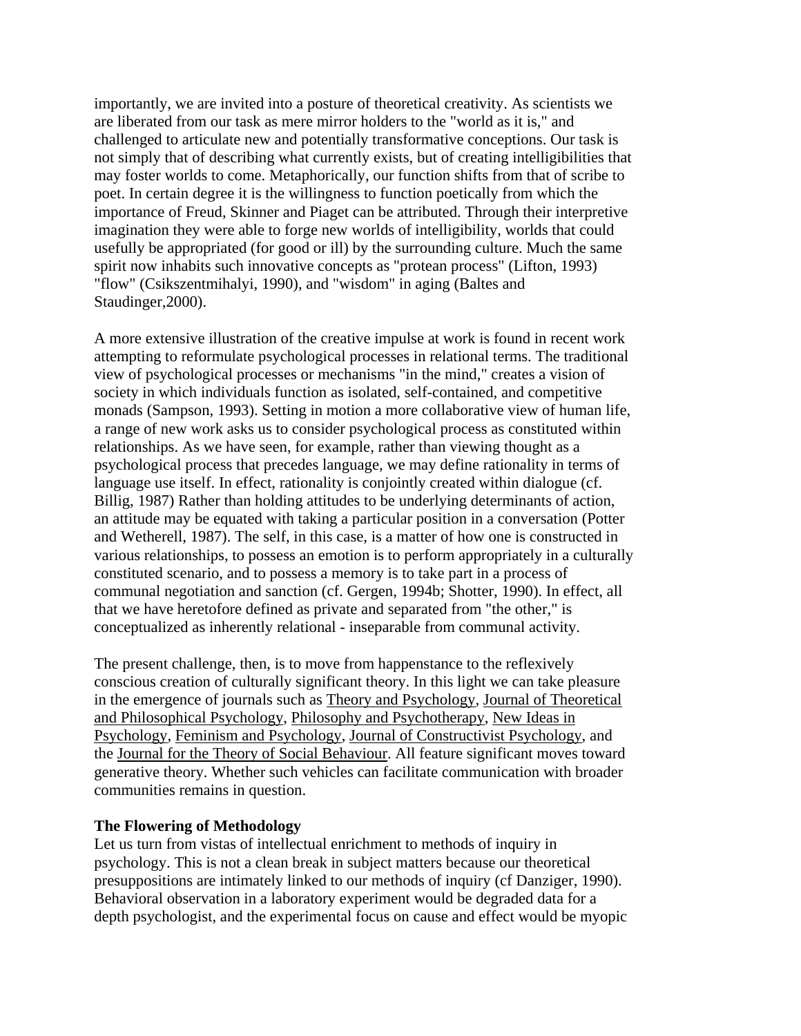importantly, we are invited into a posture of theoretical creativity. As scientists we are liberated from our task as mere mirror holders to the "world as it is," and challenged to articulate new and potentially transformative conceptions. Our task is not simply that of describing what currently exists, but of creating intelligibilities that may foster worlds to come. Metaphorically, our function shifts from that of scribe to poet. In certain degree it is the willingness to function poetically from which the importance of Freud, Skinner and Piaget can be attributed. Through their interpretive imagination they were able to forge new worlds of intelligibility, worlds that could usefully be appropriated (for good or ill) by the surrounding culture. Much the same spirit now inhabits such innovative concepts as "protean process" (Lifton, 1993) "flow" (Csikszentmihalyi, 1990), and "wisdom" in aging (Baltes and Staudinger,2000).

A more extensive illustration of the creative impulse at work is found in recent work attempting to reformulate psychological processes in relational terms. The traditional view of psychological processes or mechanisms "in the mind," creates a vision of society in which individuals function as isolated, self-contained, and competitive monads (Sampson, 1993). Setting in motion a more collaborative view of human life, a range of new work asks us to consider psychological process as constituted within relationships. As we have seen, for example, rather than viewing thought as a psychological process that precedes language, we may define rationality in terms of language use itself. In effect, rationality is conjointly created within dialogue (cf. Billig, 1987) Rather than holding attitudes to be underlying determinants of action, an attitude may be equated with taking a particular position in a conversation (Potter and Wetherell, 1987). The self, in this case, is a matter of how one is constructed in various relationships, to possess an emotion is to perform appropriately in a culturally constituted scenario, and to possess a memory is to take part in a process of communal negotiation and sanction (cf. Gergen, 1994b; Shotter, 1990). In effect, all that we have heretofore defined as private and separated from "the other," is conceptualized as inherently relational - inseparable from communal activity.

The present challenge, then, is to move from happenstance to the reflexively conscious creation of culturally significant theory. In this light we can take pleasure in the emergence of journals such as Theory and Psychology, Journal of Theoretical and Philosophical Psychology, Philosophy and Psychotherapy, New Ideas in Psychology, Feminism and Psychology, Journal of Constructivist Psychology, and the Journal for the Theory of Social Behaviour. All feature significant moves toward generative theory. Whether such vehicles can facilitate communication with broader communities remains in question.

**The Flowering of Methodology**

Let us turn from vistas of intellectual enrichment to methods of inquiry in psychology. This is not a clean break in subject matters because our theoretical presuppositions are intimately linked to our methods of inquiry (cf Danziger, 1990). Behavioral observation in a laboratory experiment would be degraded data for a depth psychologist, and the experimental focus on cause and effect would be myopic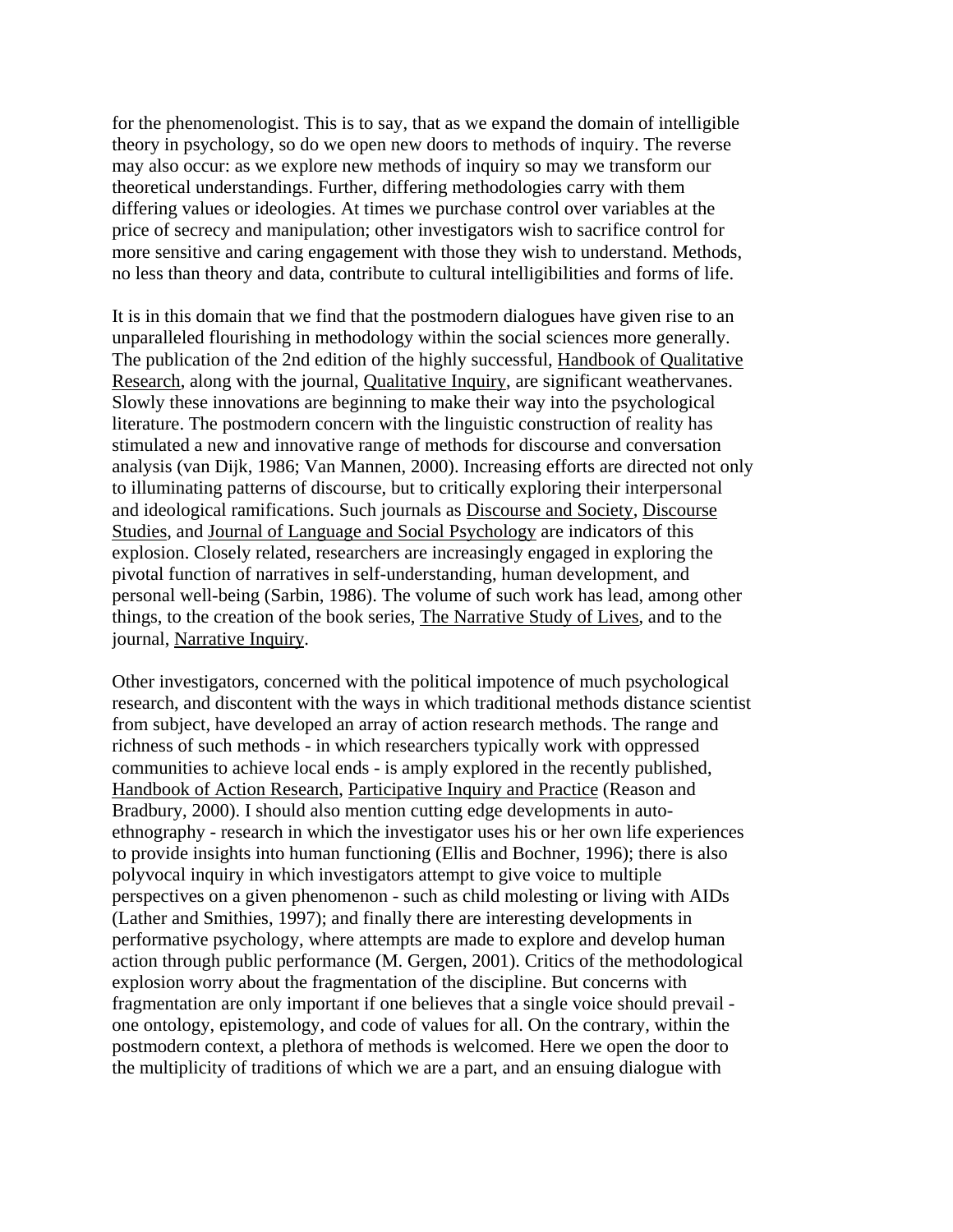for the phenomenologist. This is to say, that as we expand the domain of intelligible theory in psychology, so do we open new doors to methods of inquiry. The reverse may also occur: as we explore new methods of inquiry so may we transform our theoretical understandings. Further, differing methodologies carry with them differing values or ideologies. At times we purchase control over variables at the price of secrecy and manipulation; other investigators wish to sacrifice control for more sensitive and caring engagement with those they wish to understand. Methods, no less than theory and data, contribute to cultural intelligibilities and forms of life.

It is in this domain that we find that the postmodern dialogues have given rise to an unparalleled flourishing in methodology within the social sciences more generally. The publication of the 2nd edition of the highly successful, Handbook of Qualitative Research, along with the journal, Qualitative Inquiry, are significant weathervanes. Slowly these innovations are beginning to make their way into the psychological literature. The postmodern concern with the linguistic construction of reality has stimulated a new and innovative range of methods for discourse and conversation analysis (van Dijk, 1986; Van Mannen, 2000). Increasing efforts are directed not only to illuminating patterns of discourse, but to critically exploring their interpersonal and ideological ramifications. Such journals as Discourse and Society, Discourse Studies, and Journal of Language and Social Psychology are indicators of this explosion. Closely related, researchers are increasingly engaged in exploring the pivotal function of narratives in self-understanding, human development, and personal well-being (Sarbin, 1986). The volume of such work has lead, among other things, to the creation of the book series, The Narrative Study of Lives, and to the journal, Narrative Inquiry.

Other investigators, concerned with the political impotence of much psychological research, and discontent with the ways in which traditional methods distance scientist from subject, have developed an array of action research methods. The range and richness of such methods - in which researchers typically work with oppressed communities to achieve local ends - is amply explored in the recently published, Handbook of Action Research, Participative Inquiry and Practice (Reason and Bradbury, 2000). I should also mention cutting edge developments in auto-ethnography - research in which the investigator uses his or her own life experiences to provide insights into human functioning (Ellis and Bochner, 1996); there is also polyvocal inquiry in which investigators attempt to give voice to multiple perspectives on a given phenomenon - such as child molesting or living with AIDs (Lather and Smithies, 1997); and finally there are interesting developments in performative psychology, where attempts are made to explore and develop human action through public performance (M. Gergen, 2001). Critics of the methodological explosion worry about the fragmentation of the discipline. But concerns with fragmentation are only important if one believes that a single voice should prevail - one ontology, epistemology, and code of values for all. On the contrary, within the postmodern context, a plethora of methods is welcomed. Here we open the door to the multiplicity of traditions of which we are a part, and an ensuing dialogue with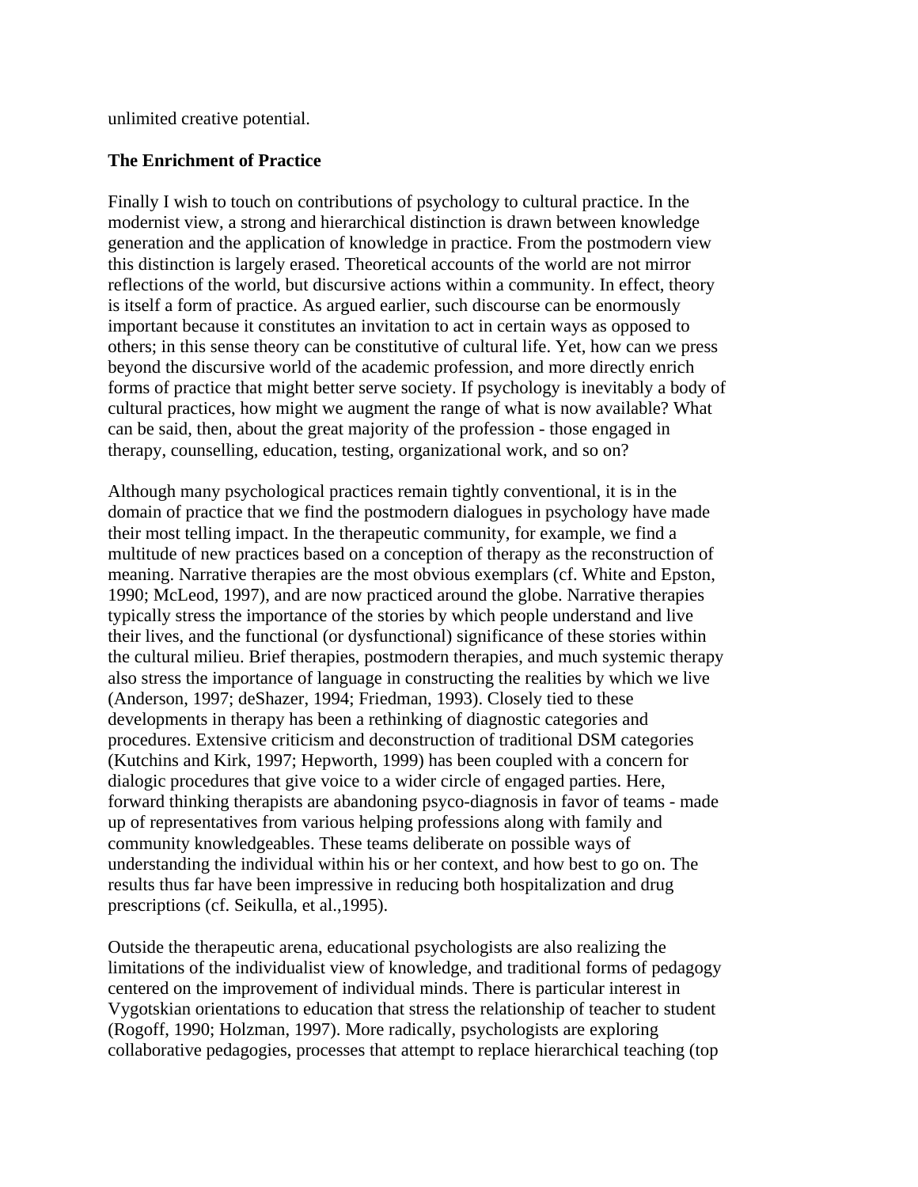unlimited creative potential.

**The Enrichment of Practice**

Finally I wish to touch on contributions of psychology to cultural practice. In the modernist view, a strong and hierarchical distinction is drawn between knowledge generation and the application of knowledge in practice. From the postmodern view this distinction is largely erased. Theoretical accounts of the world are not mirror reflections of the world, but discursive actions within a community. In effect, theory is itself a form of practice. As argued earlier, such discourse can be enormously important because it constitutes an invitation to act in certain ways as opposed to others; in this sense theory can be constitutive of cultural life. Yet, how can we press beyond the discursive world of the academic profession, and more directly enrich forms of practice that might better serve society. If psychology is inevitably a body of cultural practices, how might we augment the range of what is now available? What can be said, then, about the great majority of the profession - those engaged in therapy, counselling, education, testing, organizational work, and so on?

Although many psychological practices remain tightly conventional, it is in the domain of practice that we find the postmodern dialogues in psychology have made their most telling impact. In the therapeutic community, for example, we find a multitude of new practices based on a conception of therapy as the reconstruction of meaning. Narrative therapies are the most obvious exemplars (cf. White and Epston, 1990; McLeod, 1997), and are now practiced around the globe. Narrative therapies typically stress the importance of the stories by which people understand and live their lives, and the functional (or dysfunctional) significance of these stories within the cultural milieu. Brief therapies, postmodern therapies, and much systemic therapy also stress the importance of language in constructing the realities by which we live (Anderson, 1997; deShazer, 1994; Friedman, 1993). Closely tied to these developments in therapy has been a rethinking of diagnostic categories and procedures. Extensive criticism and deconstruction of traditional DSM categories (Kutchins and Kirk, 1997; Hepworth, 1999) has been coupled with a concern for dialogic procedures that give voice to a wider circle of engaged parties. Here, forward thinking therapists are abandoning psyco-diagnosis in favor of teams - made up of representatives from various helping professions along with family and community knowledgeables. These teams deliberate on possible ways of understanding the individual within his or her context, and how best to go on. The results thus far have been impressive in reducing both hospitalization and drug prescriptions (cf. Seikulla, et al.,1995).

Outside the therapeutic arena, educational psychologists are also realizing the limitations of the individualist view of knowledge, and traditional forms of pedagogy centered on the improvement of individual minds. There is particular interest in Vygotskian orientations to education that stress the relationship of teacher to student (Rogoff, 1990; Holzman, 1997). More radically, psychologists are exploring collaborative pedagogies, processes that attempt to replace hierarchical teaching (top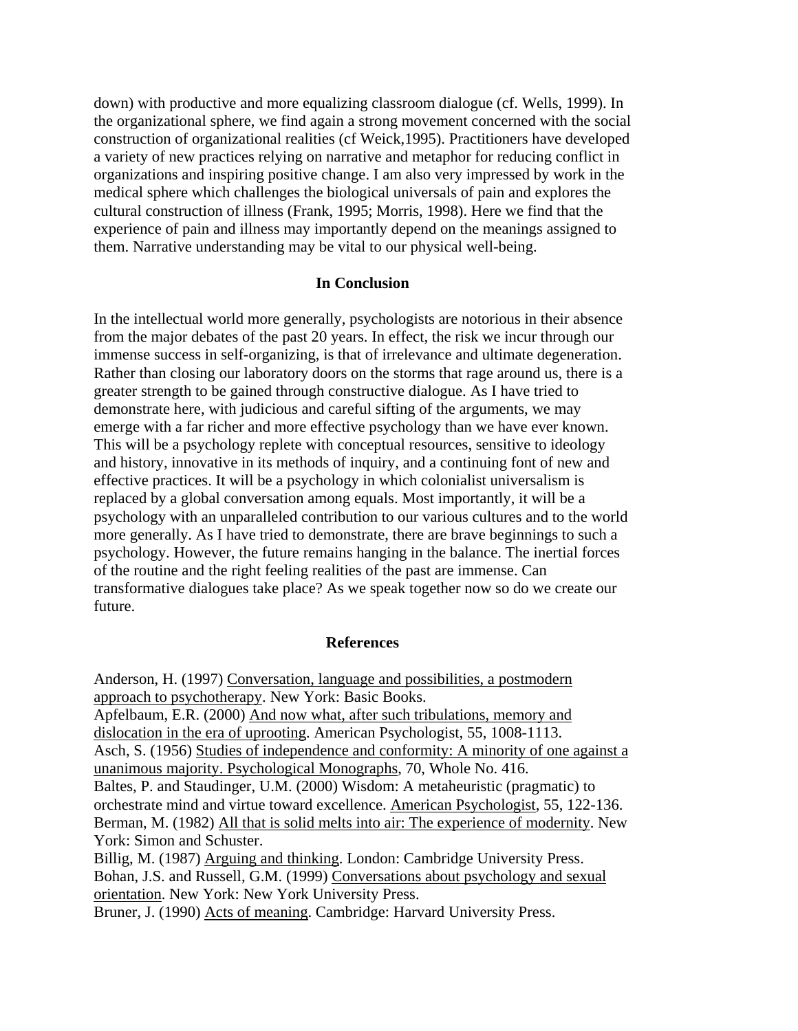down) with productive and more equalizing classroom dialogue (cf. Wells, 1999). In the organizational sphere, we find again a strong movement concerned with the social construction of organizational realities (cf Weick,1995). Practitioners have developed a variety of new practices relying on narrative and metaphor for reducing conflict in organizations and inspiring positive change. I am also very impressed by work in the medical sphere which challenges the biological universals of pain and explores the cultural construction of illness (Frank, 1995; Morris, 1998). Here we find that the experience of pain and illness may importantly depend on the meanings assigned to them. Narrative understanding may be vital to our physical well-being.

## In Conclusion

In the intellectual world more generally, psychologists are notorious in their absence from the major debates of the past 20 years. In effect, the risk we incur through our immense success in self-organizing, is that of irrelevance and ultimate degeneration. Rather than closing our laboratory doors on the storms that rage around us, there is a greater strength to be gained through constructive dialogue. As I have tried to demonstrate here, with judicious and careful sifting of the arguments, we may emerge with a far richer and more effective psychology than we have ever known. This will be a psychology replete with conceptual resources, sensitive to ideology and history, innovative in its methods of inquiry, and a continuing font of new and effective practices. It will be a psychology in which colonialist universalism is replaced by a global conversation among equals. Most importantly, it will be a psychology with an unparalleled contribution to our various cultures and to the world more generally. As I have tried to demonstrate, there are brave beginnings to such a psychology. However, the future remains hanging in the balance. The inertial forces of the routine and the right feeling realities of the past are immense. Can transformative dialogues take place? As we speak together now so do we create our future.

## References

Anderson, H. (1997) Conversation, language and possibilities, a postmodern approach to psychotherapy. New York: Basic Books.

Apfelbaum, E.R. (2000) And now what, after such tribulations, memory and dislocation in the era of uprooting. American Psychologist, 55, 1008-1113.

Asch, S. (1956) Studies of independence and conformity: A minority of one against a unanimous majority. Psychological Monographs, 70, Whole No. 416.

Baltes, P. and Staudinger, U.M. (2000) Wisdom: A metaheuristic (pragmatic) to orchestrate mind and virtue toward excellence. American Psychologist, 55, 122-136.

Berman, M. (1982) All that is solid melts into air: The experience of modernity. New York: Simon and Schuster.

Billig, M. (1987) Arguing and thinking. London: Cambridge University Press.

Bohan, J.S. and Russell, G.M. (1999) Conversations about psychology and sexual orientation. New York: New York University Press.

Bruner, J. (1990) Acts of meaning. Cambridge: Harvard University Press.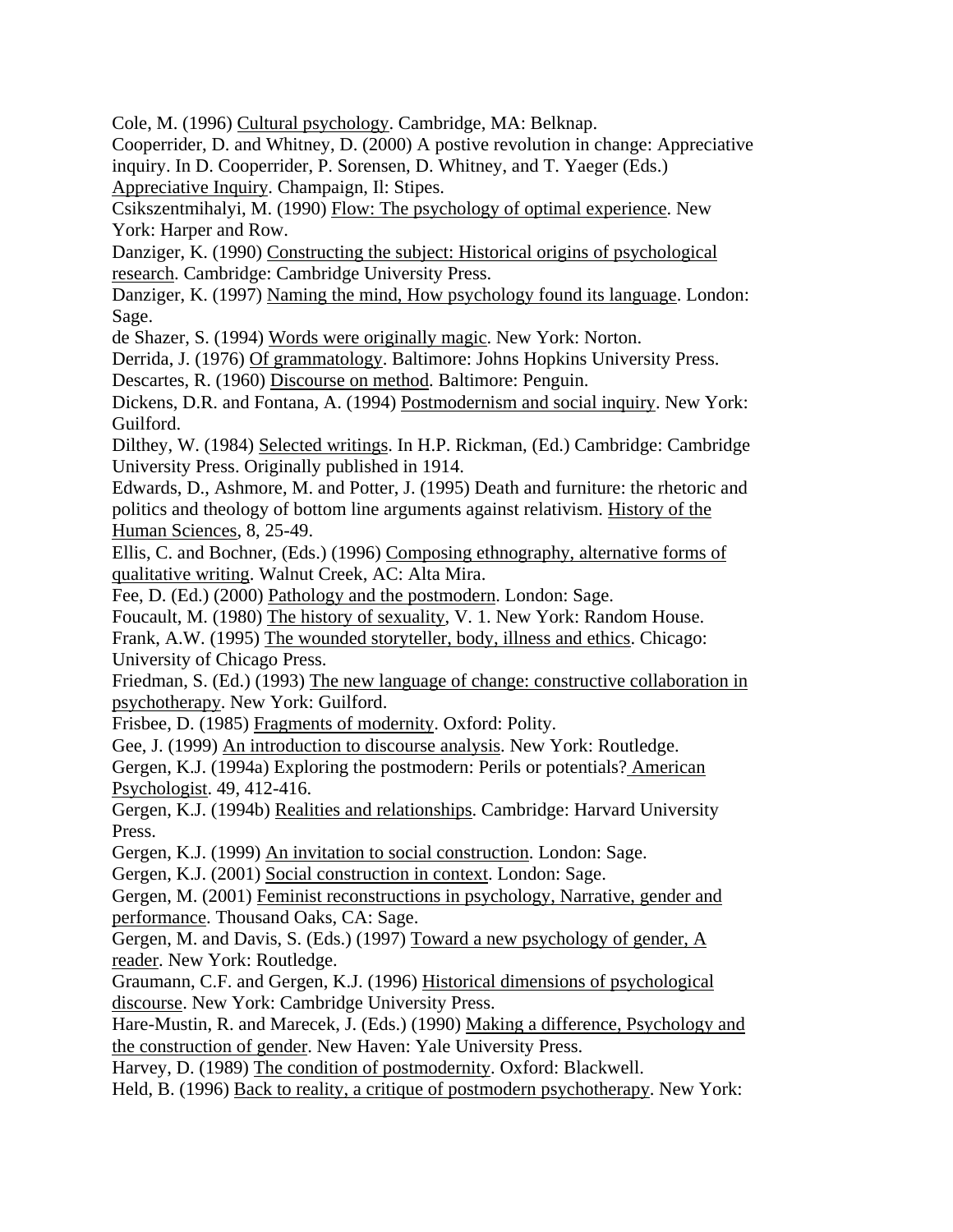Cole, M. (1996) Cultural psychology. Cambridge, MA: Belknap.

Cooperrider, D. and Whitney, D. (2000) A postive revolution in change: Appreciative inquiry. In D. Cooperrider, P. Sorensen, D. Whitney, and T. Yaeger (Eds.) Appreciative Inquiry. Champaign, Il: Stipes.

Csikszentmihalyi, M. (1990) Flow: The psychology of optimal experience. New York: Harper and Row.

Danziger, K. (1990) Constructing the subject: Historical origins of psychological research. Cambridge: Cambridge University Press.

Danziger, K. (1997) Naming the mind, How psychology found its language. London: Sage.

de Shazer, S. (1994) Words were originally magic. New York: Norton.

Derrida, J. (1976) Of grammatology. Baltimore: Johns Hopkins University Press.

Descartes, R. (1960) Discourse on method. Baltimore: Penguin.

Dickens, D.R. and Fontana, A. (1994) Postmodernism and social inquiry. New York: Guilford.

Dilthey, W. (1984) Selected writings. In H.P. Rickman, (Ed.) Cambridge: Cambridge University Press. Originally published in 1914.

Edwards, D., Ashmore, M. and Potter, J. (1995) Death and furniture: the rhetoric and politics and theology of bottom line arguments against relativism. History of the Human Sciences, 8, 25-49.

Ellis, C. and Bochner, (Eds.) (1996) Composing ethnography, alternative forms of qualitative writing. Walnut Creek, AC: Alta Mira.

Fee, D. (Ed.) (2000) Pathology and the postmodern. London: Sage.

Foucault, M. (1980) The history of sexuality, V. 1. New York: Random House.

Frank, A.W. (1995) The wounded storyteller, body, illness and ethics. Chicago: University of Chicago Press.

Friedman, S. (Ed.) (1993) The new language of change: constructive collaboration in psychotherapy. New York: Guilford.

Frisbee, D. (1985) Fragments of modernity. Oxford: Polity.

Gee, J. (1999) An introduction to discourse analysis. New York: Routledge.

Gergen, K.J. (1994a) Exploring the postmodern: Perils or potentials? American Psychologist. 49, 412-416.

Gergen, K.J. (1994b) Realities and relationships. Cambridge: Harvard University Press.

Gergen, K.J. (1999) An invitation to social construction. London: Sage.

Gergen, K.J. (2001) Social construction in context. London: Sage.

Gergen, M. (2001) Feminist reconstructions in psychology, Narrative, gender and performance. Thousand Oaks, CA: Sage.

Gergen, M. and Davis, S. (Eds.) (1997) Toward a new psychology of gender, A reader. New York: Routledge.

Graumann, C.F. and Gergen, K.J. (1996) Historical dimensions of psychological discourse. New York: Cambridge University Press.

Hare-Mustin, R. and Marecek, J. (Eds.) (1990) Making a difference, Psychology and the construction of gender. New Haven: Yale University Press.

Harvey, D. (1989) The condition of postmodernity. Oxford: Blackwell.

Held, B. (1996) Back to reality, a critique of postmodern psychotherapy. New York: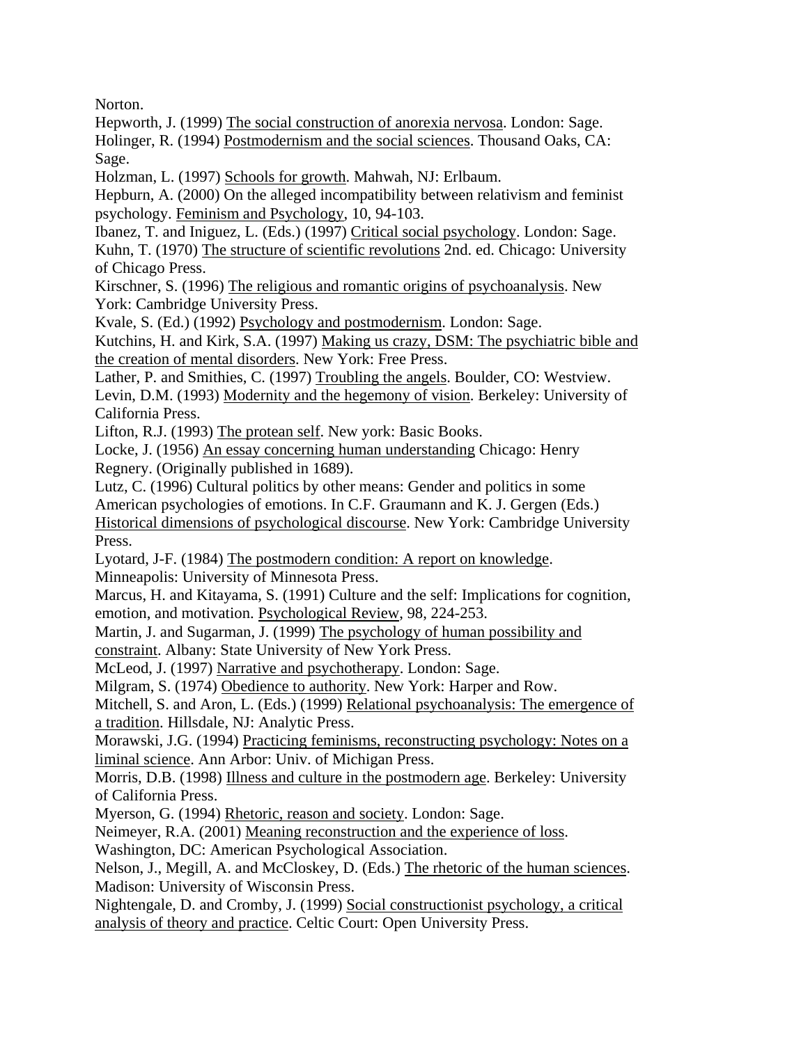Norton.

Hepworth, J. (1999) The social construction of anorexia nervosa. London: Sage.

Holinger, R. (1994) Postmodernism and the social sciences. Thousand Oaks, CA: Sage.

Holzman, L. (1997) Schools for growth. Mahwah, NJ: Erlbaum.

Hepburn, A. (2000) On the alleged incompatibility between relativism and feminist psychology. Feminism and Psychology, 10, 94-103.

Ibanez, T. and Iniguez, L. (Eds.) (1997) Critical social psychology. London: Sage.

Kuhn, T. (1970) The structure of scientific revolutions 2nd. ed. Chicago: University of Chicago Press.

Kirschner, S. (1996) The religious and romantic origins of psychoanalysis. New York: Cambridge University Press.

Kvale, S. (Ed.) (1992) Psychology and postmodernism. London: Sage.

Kutchins, H. and Kirk, S.A. (1997) Making us crazy, DSM: The psychiatric bible and the creation of mental disorders. New York: Free Press.

Lather, P. and Smithies, C. (1997) Troubling the angels. Boulder, CO: Westview.

Levin, D.M. (1993) Modernity and the hegemony of vision. Berkeley: University of California Press.

Lifton, R.J. (1993) The protean self. New york: Basic Books.

Locke, J. (1956) An essay concerning human understanding Chicago: Henry Regnery. (Originally published in 1689).

Lutz, C. (1996) Cultural politics by other means: Gender and politics in some American psychologies of emotions. In C.F. Graumann and K. J. Gergen (Eds.) Historical dimensions of psychological discourse. New York: Cambridge University Press.

Lyotard, J-F. (1984) The postmodern condition: A report on knowledge. Minneapolis: University of Minnesota Press.

Marcus, H. and Kitayama, S. (1991) Culture and the self: Implications for cognition, emotion, and motivation. Psychological Review, 98, 224-253.

Martin, J. and Sugarman, J. (1999) The psychology of human possibility and constraint. Albany: State University of New York Press.

McLeod, J. (1997) Narrative and psychotherapy. London: Sage.

Milgram, S. (1974) Obedience to authority. New York: Harper and Row.

Mitchell, S. and Aron, L. (Eds.) (1999) Relational psychoanalysis: The emergence of a tradition. Hillsdale, NJ: Analytic Press.

Morawski, J.G. (1994) Practicing feminisms, reconstructing psychology: Notes on a liminal science. Ann Arbor: Univ. of Michigan Press.

Morris, D.B. (1998) Illness and culture in the postmodern age. Berkeley: University of California Press.

Myerson, G. (1994) Rhetoric, reason and society. London: Sage.

Neimeyer, R.A. (2001) Meaning reconstruction and the experience of loss. Washington, DC: American Psychological Association.

Nelson, J., Megill, A. and McCloskey, D. (Eds.) The rhetoric of the human sciences. Madison: University of Wisconsin Press.

Nightengale, D. and Cromby, J. (1999) Social constructionist psychology, a critical analysis of theory and practice. Celtic Court: Open University Press.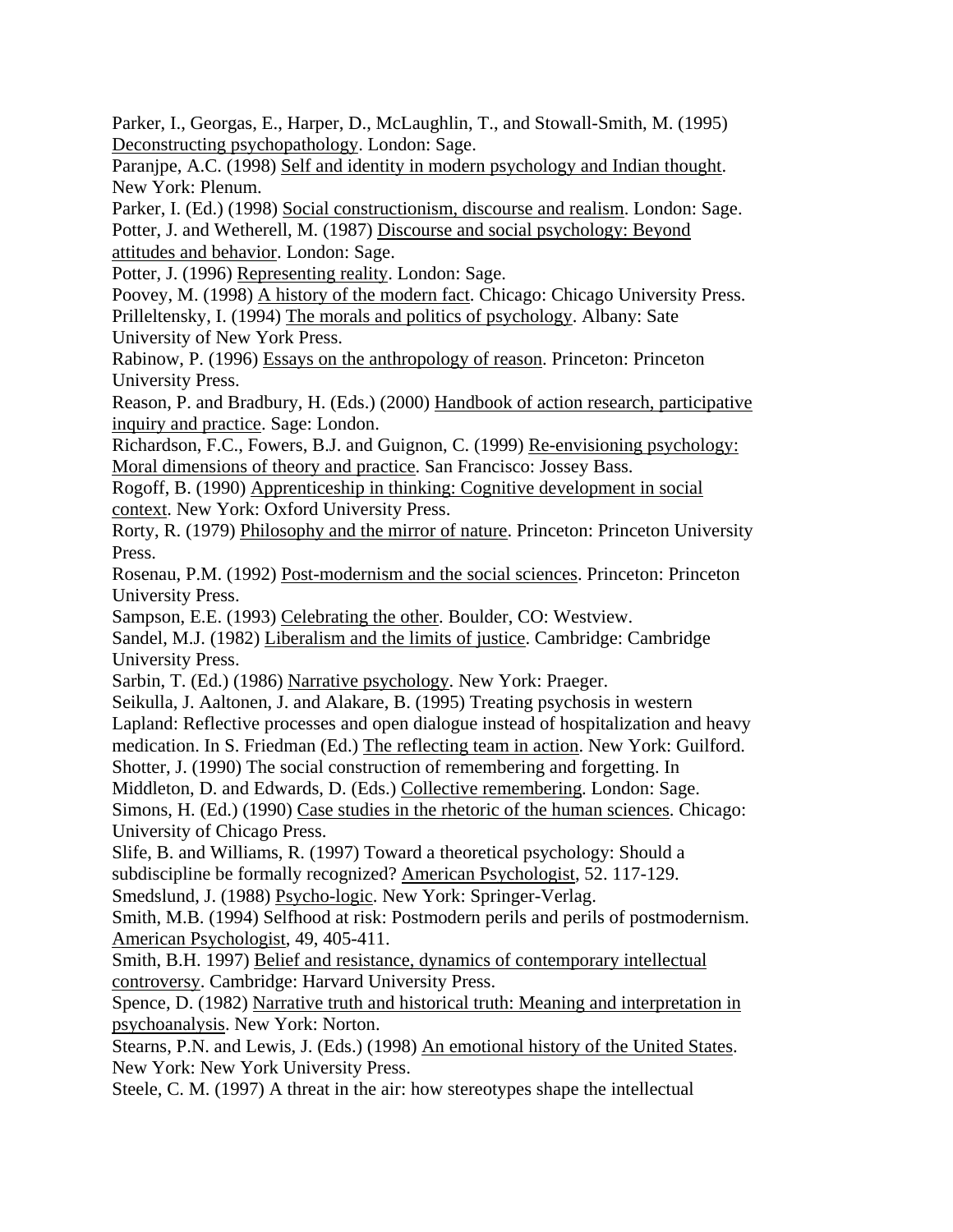Parker, I., Georgas, E., Harper, D., McLaughlin, T., and Stowall-Smith, M. (1995) Deconstructing psychopathology. London: Sage.

Paranjpe, A.C. (1998) Self and identity in modern psychology and Indian thought. New York: Plenum.

Parker, I. (Ed.) (1998) Social constructionism, discourse and realism. London: Sage.

Potter, J. and Wetherell, M. (1987) Discourse and social psychology: Beyond attitudes and behavior. London: Sage.

Potter, J. (1996) Representing reality. London: Sage.

Poovey, M. (1998) A history of the modern fact. Chicago: Chicago University Press.

Prilleltensky, I. (1994) The morals and politics of psychology. Albany: Sate University of New York Press.

Rabinow, P. (1996) Essays on the anthropology of reason. Princeton: Princeton University Press.

Reason, P. and Bradbury, H. (Eds.) (2000) Handbook of action research, participative inquiry and practice. Sage: London.

Richardson, F.C., Fowers, B.J. and Guignon, C. (1999) Re-envisioning psychology: Moral dimensions of theory and practice. San Francisco: Jossey Bass.

Rogoff, B. (1990) Apprenticeship in thinking: Cognitive development in social context. New York: Oxford University Press.

Rorty, R. (1979) Philosophy and the mirror of nature. Princeton: Princeton University Press.

Rosenau, P.M. (1992) Post-modernism and the social sciences. Princeton: Princeton University Press.

Sampson, E.E. (1993) Celebrating the other. Boulder, CO: Westview.

Sandel, M.J. (1982) Liberalism and the limits of justice. Cambridge: Cambridge University Press.

Sarbin, T. (Ed.) (1986) Narrative psychology. New York: Praeger.

Seikulla, J. Aaltonen, J. and Alakare, B. (1995) Treating psychosis in western Lapland: Reflective processes and open dialogue instead of hospitalization and heavy medication. In S. Friedman (Ed.) The reflecting team in action. New York: Guilford.

Shotter, J. (1990) The social construction of remembering and forgetting. In Middleton, D. and Edwards, D. (Eds.) Collective remembering. London: Sage.

Simons, H. (Ed.) (1990) Case studies in the rhetoric of the human sciences. Chicago: University of Chicago Press.

Slife, B. and Williams, R. (1997) Toward a theoretical psychology: Should a subdiscipline be formally recognized? American Psychologist, 52. 117-129.

Smedslund, J. (1988) Psycho-logic. New York: Springer-Verlag.

Smith, M.B. (1994) Selfhood at risk: Postmodern perils and perils of postmodernism. American Psychologist, 49, 405-411.

Smith, B.H. 1997) Belief and resistance, dynamics of contemporary intellectual controversy. Cambridge: Harvard University Press.

Spence, D. (1982) Narrative truth and historical truth: Meaning and interpretation in psychoanalysis. New York: Norton.

Stearns, P.N. and Lewis, J. (Eds.) (1998) An emotional history of the United States. New York: New York University Press.

Steele, C. M. (1997) A threat in the air: how stereotypes shape the intellectual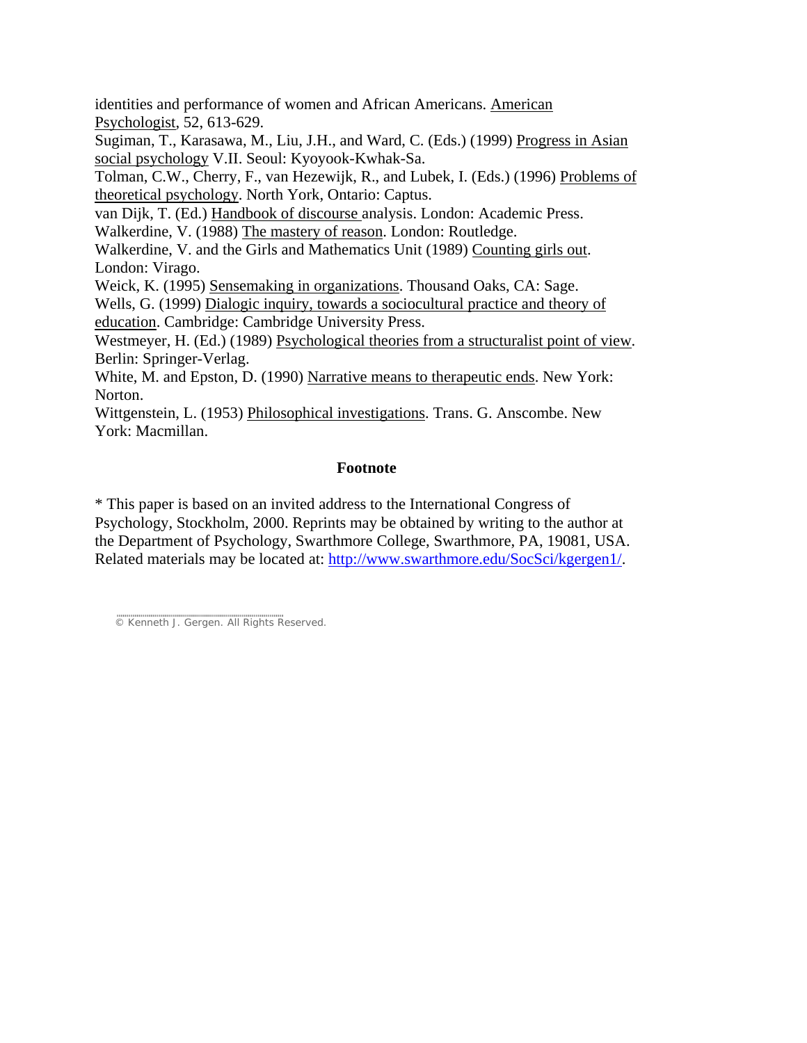identities and performance of women and African Americans. American Psychologist, 52, 613-629.

Sugiman, T., Karasawa, M., Liu, J.H., and Ward, C. (Eds.) (1999) Progress in Asian social psychology V.II. Seoul: Kyoyook-Kwhak-Sa.

Tolman, C.W., Cherry, F., van Hezewijk, R., and Lubek, I. (Eds.) (1996) Problems of theoretical psychology. North York, Ontario: Captus.

van Dijk, T. (Ed.) Handbook of discourse analysis. London: Academic Press.

Walkerdine, V. (1988) The mastery of reason. London: Routledge.

Walkerdine, V. and the Girls and Mathematics Unit (1989) Counting girls out. London: Virago.

Weick, K. (1995) Sensemaking in organizations. Thousand Oaks, CA: Sage.

Wells, G. (1999) Dialogic inquiry, towards a sociocultural practice and theory of education. Cambridge: Cambridge University Press.

Westmeyer, H. (Ed.) (1989) Psychological theories from a structuralist point of view. Berlin: Springer-Verlag.

White, M. and Epston, D. (1990) Narrative means to therapeutic ends. New York: Norton.

Wittgenstein, L. (1953) Philosophical investigations. Trans. G. Anscombe. New York: Macmillan.

## Footnote

* This paper is based on an invited address to the International Congress of Psychology, Stockholm, 2000. Reprints may be obtained by writing to the author at the Department of Psychology, Swarthmore College, Swarthmore, PA, 19081, USA. Related materials may be located at: http://www.swarthmore.edu/SocSci/kgergen1/.

© Kenneth J. Gergen. All Rights Reserved.